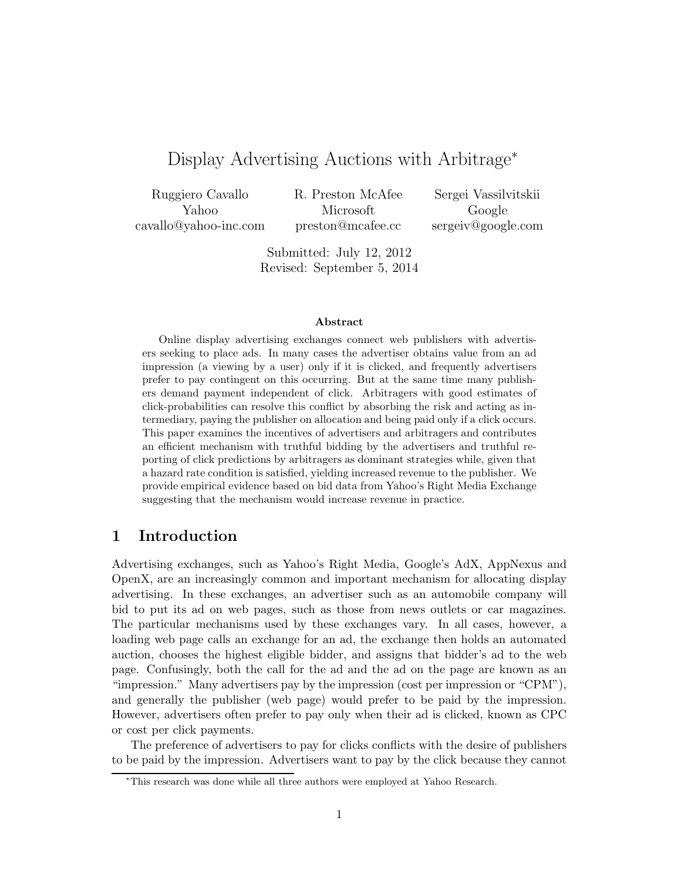# Display Advertising Auctions with Arbitrage*

Ruggiero Cavallo
Yahoo
cavallo@yahoo-inc.com

R. Preston McAfee
Microsoft
preston@mcafee.cc

Sergei Vassilvitskii
Google
sergeiv@google.com

Submitted: July 12, 2012
Revised: September 5, 2014

### Abstract

Online display advertising exchanges connect web publishers with advertisers seeking to place ads. In many cases the advertiser obtains value from an ad impression (a viewing by a user) only if it is clicked, and frequently advertisers prefer to pay contingent on this occurring. But at the same time many publishers demand payment independent of click. Arbitragers with good estimates of click-probabilities can resolve this conflict by absorbing the risk and acting as intermediary, paying the publisher on allocation and being paid only if a click occurs. This paper examines the incentives of advertisers and arbitragers and contributes an efficient mechanism with truthful bidding by the advertisers and truthful reporting of click predictions by arbitragers as dominant strategies while, given that a hazard rate condition is satisfied, yielding increased revenue to the publisher. We provide empirical evidence based on bid data from Yahoo's Right Media Exchange suggesting that the mechanism would increase revenue in practice.

## 1 Introduction

Advertising exchanges, such as Yahoo's Right Media, Google's AdX, AppNexus and OpenX, are an increasingly common and important mechanism for allocating display advertising. In these exchanges, an advertiser such as an automobile company will bid to put its ad on web pages, such as those from news outlets or car magazines. The particular mechanisms used by these exchanges vary. In all cases, however, a loading web page calls an exchange for an ad, the exchange then holds an automated auction, chooses the highest eligible bidder, and assigns that bidder's ad to the web page. Confusingly, both the call for the ad and the ad on the page are known as an "impression." Many advertisers pay by the impression (cost per impression or "CPM"), and generally the publisher (web page) would prefer to be paid by the impression. However, advertisers often prefer to pay only when their ad is clicked, known as CPC or cost per click payments.

The preference of advertisers to pay for clicks conflicts with the desire of publishers to be paid by the impression. Advertisers want to pay by the click because they cannot

*This research was done while all three authors were employed at Yahoo Research.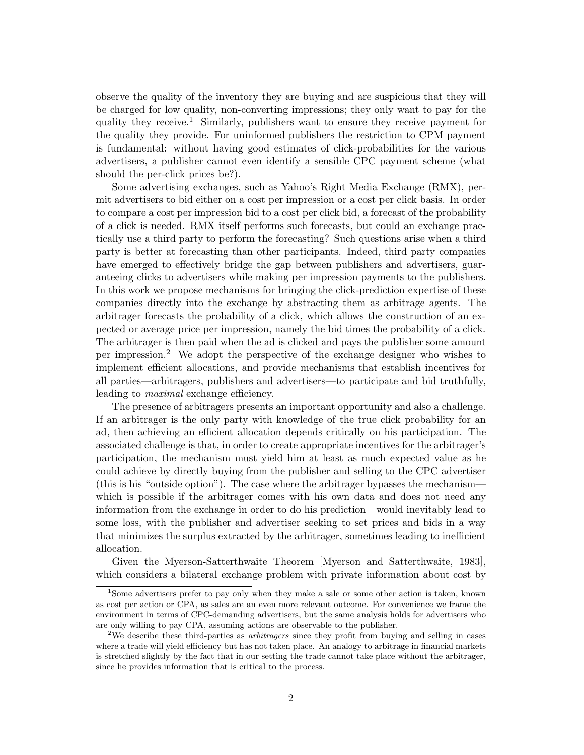observe the quality of the inventory they are buying and are suspicious that they will be charged for low quality, non-converting impressions; they only want to pay for the quality they receive.[1] Similarly, publishers want to ensure they receive payment for the quality they provide. For uninformed publishers the restriction to CPM payment is fundamental: without having good estimates of click-probabilities for the various advertisers, a publisher cannot even identify a sensible CPC payment scheme (what should the per-click prices be?).

Some advertising exchanges, such as Yahoo's Right Media Exchange (RMX), permit advertisers to bid either on a cost per impression or a cost per click basis. In order to compare a cost per impression bid to a cost per click bid, a forecast of the probability of a click is needed. RMX itself performs such forecasts, but could an exchange practically use a third party to perform the forecasting? Such questions arise when a third party is better at forecasting than other participants. Indeed, third party companies have emerged to effectively bridge the gap between publishers and advertisers, guaranteeing clicks to advertisers while making per impression payments to the publishers. In this work we propose mechanisms for bringing the click-prediction expertise of these companies directly into the exchange by abstracting them as arbitrage agents. The arbitrager forecasts the probability of a click, which allows the construction of an expected or average price per impression, namely the bid times the probability of a click. The arbitrager is then paid when the ad is clicked and pays the publisher some amount per impression.[2] We adopt the perspective of the exchange designer who wishes to implement efficient allocations, and provide mechanisms that establish incentives for all parties—arbitragers, publishers and advertisers—to participate and bid truthfully, leading to *maximal* exchange efficiency.

The presence of arbitragers presents an important opportunity and also a challenge. If an arbitrager is the only party with knowledge of the true click probability for an ad, then achieving an efficient allocation depends critically on his participation. The associated challenge is that, in order to create appropriate incentives for the arbitrager's participation, the mechanism must yield him at least as much expected value as he could achieve by directly buying from the publisher and selling to the CPC advertiser (this is his "outside option"). The case where the arbitrager bypasses the mechanism—which is possible if the arbitrager comes with his own data and does not need any information from the exchange in order to do his prediction—would inevitably lead to some loss, with the publisher and advertiser seeking to set prices and bids in a way that minimizes the surplus extracted by the arbitrager, sometimes leading to inefficient allocation.

Given the Myerson-Satterthwaite Theorem [Myerson and Satterthwaite, 1983], which considers a bilateral exchange problem with private information about cost by

---

[1] Some advertisers prefer to pay only when they make a sale or some other action is taken, known as cost per action or CPA, as sales are an even more relevant outcome. For convenience we frame the environment in terms of CPC-demanding advertisers, but the same analysis holds for advertisers who are only willing to pay CPA, assuming actions are observable to the publisher.

[2] We describe these third-parties as *arbitragers* since they profit from buying and selling in cases where a trade will yield efficiency but has not taken place. An analogy to arbitrage in financial markets is stretched slightly by the fact that in our setting the trade cannot take place without the arbitrager, since he provides information that is critical to the process.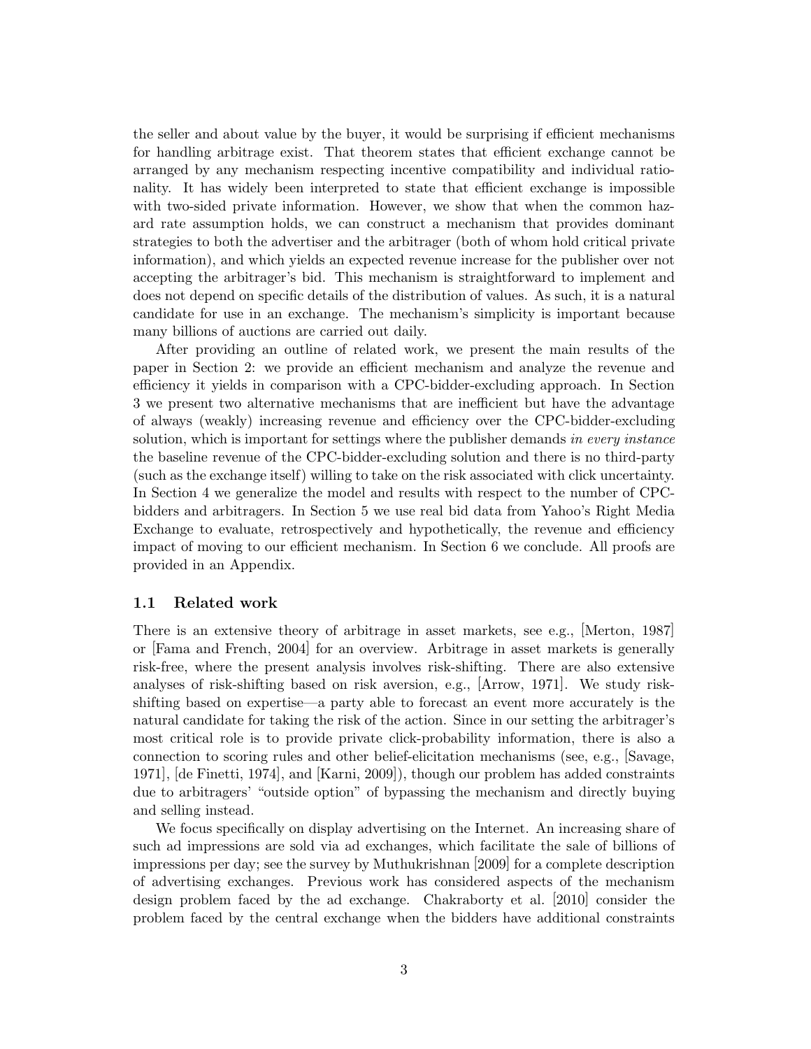the seller and about value by the buyer, it would be surprising if efficient mechanisms for handling arbitrage exist. That theorem states that efficient exchange cannot be arranged by any mechanism respecting incentive compatibility and individual rationality. It has widely been interpreted to state that efficient exchange is impossible with two-sided private information. However, we show that when the common hazard rate assumption holds, we can construct a mechanism that provides dominant strategies to both the advertiser and the arbitrager (both of whom hold critical private information), and which yields an expected revenue increase for the publisher over not accepting the arbitrager's bid. This mechanism is straightforward to implement and does not depend on specific details of the distribution of values. As such, it is a natural candidate for use in an exchange. The mechanism's simplicity is important because many billions of auctions are carried out daily.

After providing an outline of related work, we present the main results of the paper in Section 2: we provide an efficient mechanism and analyze the revenue and efficiency it yields in comparison with a CPC-bidder-excluding approach. In Section 3 we present two alternative mechanisms that are inefficient but have the advantage of always (weakly) increasing revenue and efficiency over the CPC-bidder-excluding solution, which is important for settings where the publisher demands *in every instance* the baseline revenue of the CPC-bidder-excluding solution and there is no third-party (such as the exchange itself) willing to take on the risk associated with click uncertainty. In Section 4 we generalize the model and results with respect to the number of CPC-bidders and arbitragers. In Section 5 we use real bid data from Yahoo's Right Media Exchange to evaluate, retrospectively and hypothetically, the revenue and efficiency impact of moving to our efficient mechanism. In Section 6 we conclude. All proofs are provided in an Appendix.

### 1.1 Related work

There is an extensive theory of arbitrage in asset markets, see e.g., [Merton, 1987] or [Fama and French, 2004] for an overview. Arbitrage in asset markets is generally risk-free, where the present analysis involves risk-shifting. There are also extensive analyses of risk-shifting based on risk aversion, e.g., [Arrow, 1971]. We study risk-shifting based on expertise—a party able to forecast an event more accurately is the natural candidate for taking the risk of the action. Since in our setting the arbitrager's most critical role is to provide private click-probability information, there is also a connection to scoring rules and other belief-elicitation mechanisms (see, e.g., [Savage, 1971], [de Finetti, 1974], and [Karni, 2009]), though our problem has added constraints due to arbitragers' "outside option" of bypassing the mechanism and directly buying and selling instead.

We focus specifically on display advertising on the Internet. An increasing share of such ad impressions are sold via ad exchanges, which facilitate the sale of billions of impressions per day; see the survey by Muthukrishnan [2009] for a complete description of advertising exchanges. Previous work has considered aspects of the mechanism design problem faced by the ad exchange. Chakraborty et al. [2010] consider the problem faced by the central exchange when the bidders have additional constraints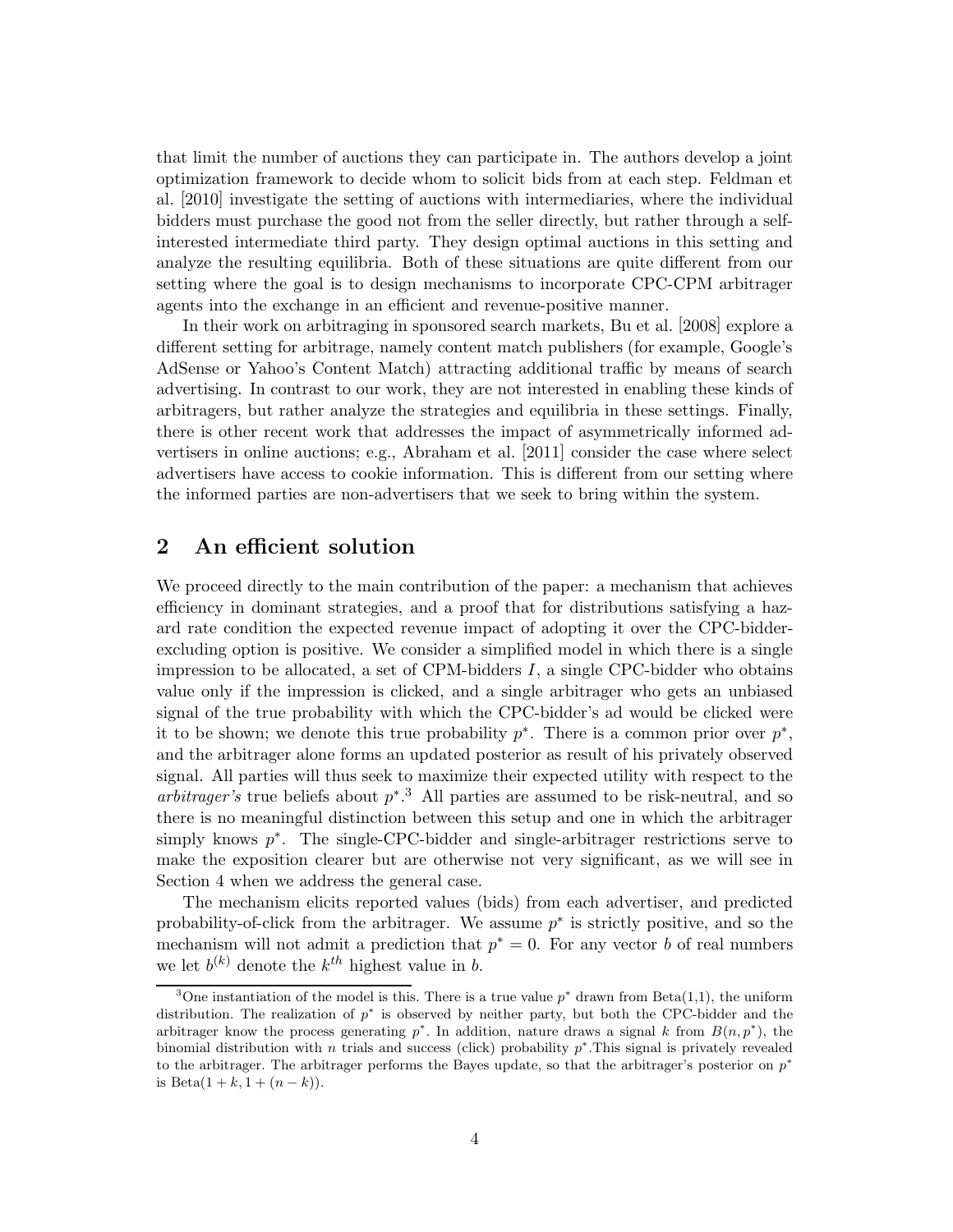that limit the number of auctions they can participate in. The authors develop a joint optimization framework to decide whom to solicit bids from at each step. Feldman et al. [2010] investigate the setting of auctions with intermediaries, where the individual bidders must purchase the good not from the seller directly, but rather through a self-interested intermediate third party. They design optimal auctions in this setting and analyze the resulting equilibria. Both of these situations are quite different from our setting where the goal is to design mechanisms to incorporate CPC-CPM arbitrager agents into the exchange in an efficient and revenue-positive manner.

In their work on arbitraging in sponsored search markets, Bu et al. [2008] explore a different setting for arbitrage, namely content match publishers (for example, Google's AdSense or Yahoo's Content Match) attracting additional traffic by means of search advertising. In contrast to our work, they are not interested in enabling these kinds of arbitragers, but rather analyze the strategies and equilibria in these settings. Finally, there is other recent work that addresses the impact of asymmetrically informed advertisers in online auctions; e.g., Abraham et al. [2011] consider the case where select advertisers have access to cookie information. This is different from our setting where the informed parties are non-advertisers that we seek to bring within the system.

## 2 An efficient solution

We proceed directly to the main contribution of the paper: a mechanism that achieves efficiency in dominant strategies, and a proof that for distributions satisfying a hazard rate condition the expected revenue impact of adopting it over the CPC-bidder-excluding option is positive. We consider a simplified model in which there is a single impression to be allocated, a set of CPM-bidders $I$, a single CPC-bidder who obtains value only if the impression is clicked, and a single arbitrager who gets an unbiased signal of the true probability with which the CPC-bidder's ad would be clicked were it to be shown; we denote this true probability $p^*$. There is a common prior over $p^*$, and the arbitrager alone forms an updated posterior as result of his privately observed signal. All parties will thus seek to maximize their expected utility with respect to the *arbitrager's* true beliefs about $p^*$.[3] All parties are assumed to be risk-neutral, and so there is no meaningful distinction between this setup and one in which the arbitrager simply knows $p^*$. The single-CPC-bidder and single-arbitrager restrictions serve to make the exposition clearer but are otherwise not very significant, as we will see in Section 4 when we address the general case.

The mechanism elicits reported values (bids) from each advertiser, and predicted probability-of-click from the arbitrager. We assume $p^*$ is strictly positive, and so the mechanism will not admit a prediction that $p^* = 0$. For any vector $b$ of real numbers we let $b^{(k)}$ denote the $k^{th}$ highest value in $b$.

[3] One instantiation of the model is this. There is a true value $p^*$ drawn from Beta(1,1), the uniform distribution. The realization of $p^*$ is observed by neither party, but both the CPC-bidder and the arbitrager know the process generating $p^*$. In addition, nature draws a signal $k$ from $B(n, p^*)$, the binomial distribution with $n$ trials and success (click) probability $p^*$. This signal is privately revealed to the arbitrager. The arbitrager performs the Bayes update, so that the arbitrager's posterior on $p^*$ is Beta$(1 + k, 1 + (n - k))$.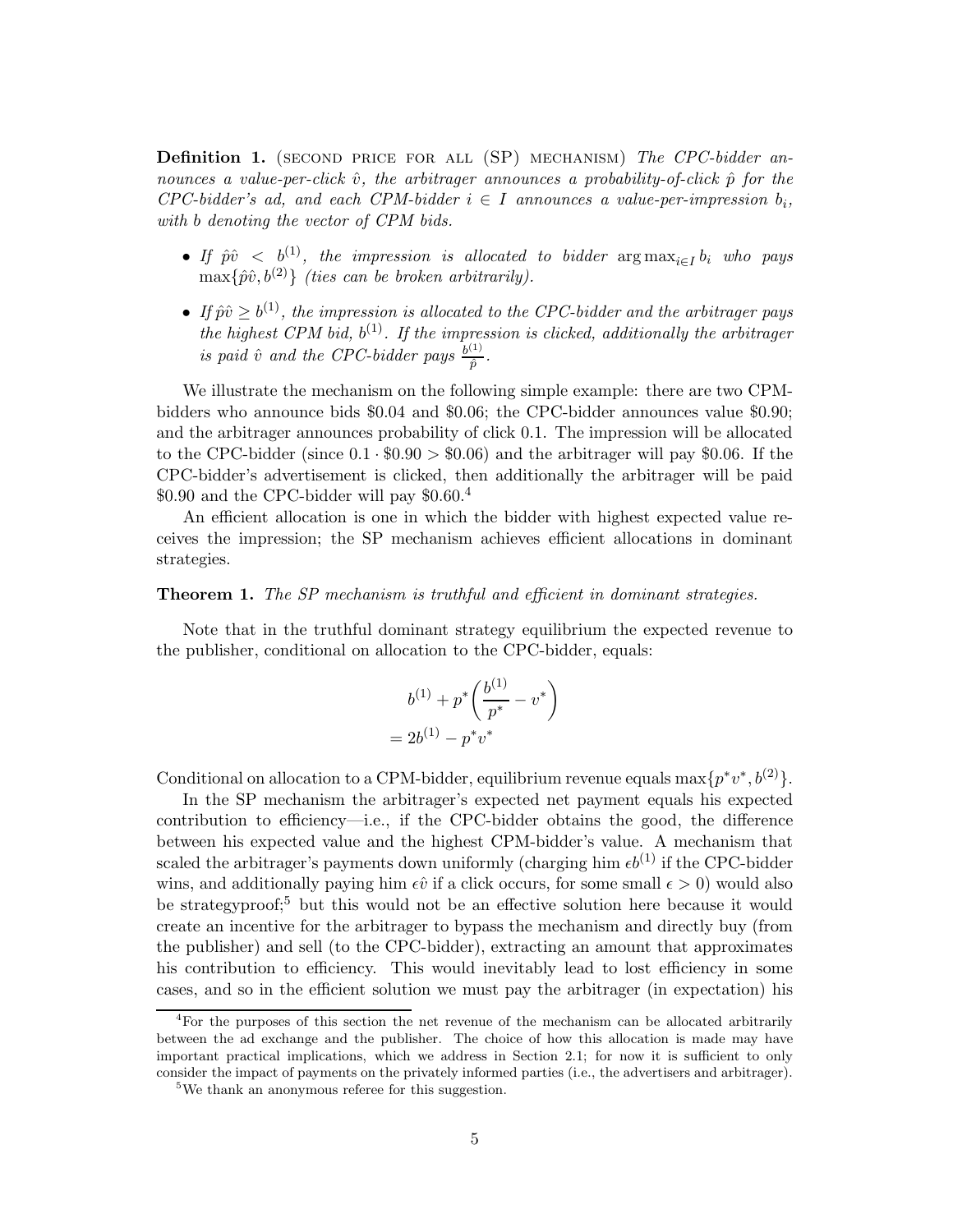**Definition 1.** (SECOND PRICE FOR ALL (SP) MECHANISM) *The CPC-bidder announces a value-per-click $\hat{v}$, the arbitrager announces a probability-of-click $\hat{p}$ for the CPC-bidder's ad, and each CPM-bidder $i \in I$ announces a value-per-impression $b_i$, with $b$ denoting the vector of CPM bids.*

- *If $\hat{p}\hat{v} < b^{(1)}$, the impression is allocated to bidder $\arg\max_{i \in I} b_i$ who pays $\max\{\hat{p}\hat{v}, b^{(2)}\}$ (ties can be broken arbitrarily).*
- *If $\hat{p}\hat{v} \geq b^{(1)}$, the impression is allocated to the CPC-bidder and the arbitrager pays the highest CPM bid, $b^{(1)}$. If the impression is clicked, additionally the arbitrager is paid $\hat{v}$ and the CPC-bidder pays $\frac{b^{(1)}}{\hat{p}}$.*

We illustrate the mechanism on the following simple example: there are two CPM-bidders who announce bids \$0.04 and \$0.06; the CPC-bidder announces value \$0.90; and the arbitrager announces probability of click 0.1. The impression will be allocated to the CPC-bidder (since $0.1 \cdot \$0.90 > \$0.06$) and the arbitrager will pay \$0.06. If the CPC-bidder's advertisement is clicked, then additionally the arbitrager will be paid \$0.90 and the CPC-bidder will pay \$0.60.[4]

An efficient allocation is one in which the bidder with highest expected value receives the impression; the SP mechanism achieves efficient allocations in dominant strategies.

**Theorem 1.** *The SP mechanism is truthful and efficient in dominant strategies.*

Note that in the truthful dominant strategy equilibrium the expected revenue to the publisher, conditional on allocation to the CPC-bidder, equals:

$$
\begin{aligned}
& b^{(1)} + p^*\left(\frac{b^{(1)}}{p^*} - v^*\right) \\
= \; & 2b^{(1)} - p^* v^*
\end{aligned}
$$

Conditional on allocation to a CPM-bidder, equilibrium revenue equals $\max\{p^*v^*, b^{(2)}\}$.

In the SP mechanism the arbitrager's expected net payment equals his expected contribution to efficiency—i.e., if the CPC-bidder obtains the good, the difference between his expected value and the highest CPM-bidder's value. A mechanism that scaled the arbitrager's payments down uniformly (charging him $\epsilon b^{(1)}$ if the CPC-bidder wins, and additionally paying him $\epsilon \hat{v}$ if a click occurs, for some small $\epsilon > 0$) would also be strategyproof;[5] but this would not be an effective solution here because it would create an incentive for the arbitrager to bypass the mechanism and directly buy (from the publisher) and sell (to the CPC-bidder), extracting an amount that approximates his contribution to efficiency. This would inevitably lead to lost efficiency in some cases, and so in the efficient solution we must pay the arbitrager (in expectation) his

---

[4] For the purposes of this section the net revenue of the mechanism can be allocated arbitrarily between the ad exchange and the publisher. The choice of how this allocation is made may have important practical implications, which we address in Section 2.1; for now it is sufficient to only consider the impact of payments on the privately informed parties (i.e., the advertisers and arbitrager).

[5] We thank an anonymous referee for this suggestion.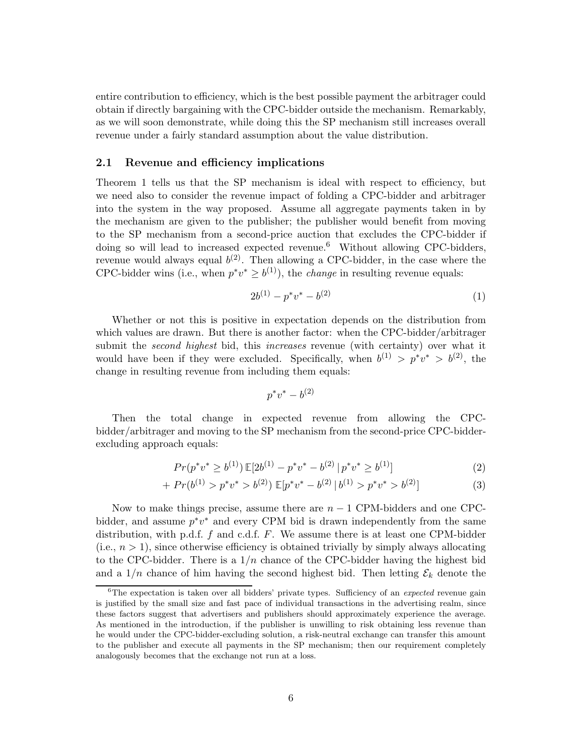entire contribution to efficiency, which is the best possible payment the arbitrager could obtain if directly bargaining with the CPC-bidder outside the mechanism. Remarkably, as we will soon demonstrate, while doing this the SP mechanism still increases overall revenue under a fairly standard assumption about the value distribution.

## 2.1 Revenue and efficiency implications

Theorem 1 tells us that the SP mechanism is ideal with respect to efficiency, but we need also to consider the revenue impact of folding a CPC-bidder and arbitrager into the system in the way proposed. Assume all aggregate payments taken in by the mechanism are given to the publisher; the publisher would benefit from moving to the SP mechanism from a second-price auction that excludes the CPC-bidder if doing so will lead to increased expected revenue.[6] Without allowing CPC-bidders, revenue would always equal $b^{(2)}$. Then allowing a CPC-bidder, in the case where the CPC-bidder wins (i.e., when $p^*v^* \geq b^{(1)}$), the *change* in resulting revenue equals:

$$2b^{(1)} - p^*v^* - b^{(2)} \tag{1}$$

Whether or not this is positive in expectation depends on the distribution from which values are drawn. But there is another factor: when the CPC-bidder/arbitrager submit the *second highest* bid, this *increases* revenue (with certainty) over what it would have been if they were excluded. Specifically, when $b^{(1)} > p^*v^* > b^{(2)}$, the change in resulting revenue from including them equals:

$$p^*v^* - b^{(2)}$$

Then the total change in expected revenue from allowing the CPC-bidder/arbitrager and moving to the SP mechanism from the second-price CPC-bidder-excluding approach equals:

$$Pr(p^*v^* \geq b^{(1)})\, \mathbb{E}[2b^{(1)} - p^*v^* - b^{(2)} \,|\, p^*v^* \geq b^{(1)}] \tag{2}$$

$$+\, Pr(b^{(1)} > p^*v^* > b^{(2)})\, \mathbb{E}[p^*v^* - b^{(2)} \,|\, b^{(1)} > p^*v^* > b^{(2)}] \tag{3}$$

Now to make things precise, assume there are $n-1$ CPM-bidders and one CPC-bidder, and assume $p^*v^*$ and every CPM bid is drawn independently from the same distribution, with p.d.f. $f$ and c.d.f. $F$. We assume there is at least one CPM-bidder (i.e., $n > 1$), since otherwise efficiency is obtained trivially by simply always allocating to the CPC-bidder. There is a $1/n$ chance of the CPC-bidder having the highest bid and a $1/n$ chance of him having the second highest bid. Then letting $\mathcal{E}_k$ denote the

[6] The expectation is taken over all bidders' private types. Sufficiency of an *expected* revenue gain is justified by the small size and fast pace of individual transactions in the advertising realm, since these factors suggest that advertisers and publishers should approximately experience the average. As mentioned in the introduction, if the publisher is unwilling to risk obtaining less revenue than he would under the CPC-bidder-excluding solution, a risk-neutral exchange can transfer this amount to the publisher and execute all payments in the SP mechanism; then our requirement completely analogously becomes that the exchange not run at a loss.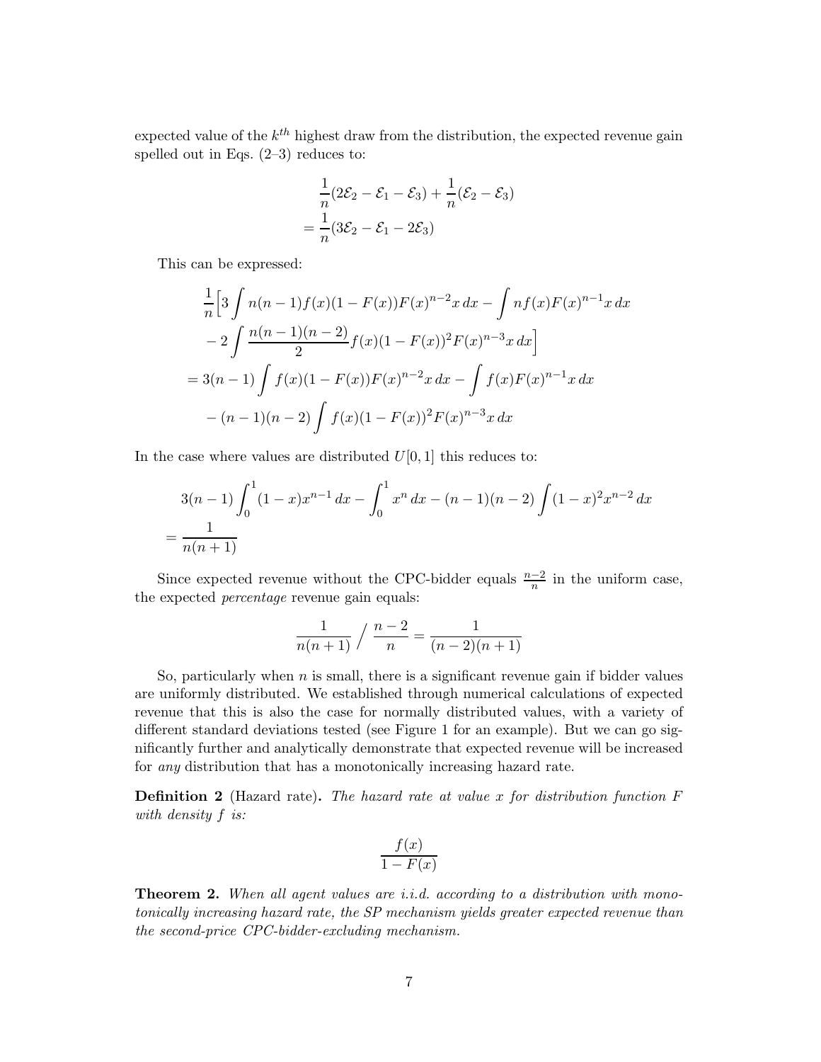expected value of the $k^{th}$ highest draw from the distribution, the expected revenue gain spelled out in Eqs. (2–3) reduces to:

$$
\begin{aligned}
&\frac{1}{n}(2\mathcal{E}_2 - \mathcal{E}_1 - \mathcal{E}_3) + \frac{1}{n}(\mathcal{E}_2 - \mathcal{E}_3) \\
&= \frac{1}{n}(3\mathcal{E}_2 - \mathcal{E}_1 - 2\mathcal{E}_3)
\end{aligned}
$$

This can be expressed:

$$
\begin{aligned}
&\frac{1}{n}\Big[3\int n(n-1)f(x)(1-F(x))F(x)^{n-2}x\,dx - \int nf(x)F(x)^{n-1}x\,dx \\
&\quad - 2\int \frac{n(n-1)(n-2)}{2}f(x)(1-F(x))^2F(x)^{n-3}x\,dx\Big] \\
&= 3(n-1)\int f(x)(1-F(x))F(x)^{n-2}x\,dx - \int f(x)F(x)^{n-1}x\,dx \\
&\quad - (n-1)(n-2)\int f(x)(1-F(x))^2F(x)^{n-3}x\,dx
\end{aligned}
$$

In the case where values are distributed $U[0,1]$ this reduces to:

$$
\begin{aligned}
&3(n-1)\int_0^1 (1-x)x^{n-1}\,dx - \int_0^1 x^n\,dx - (n-1)(n-2)\int (1-x)^2x^{n-2}\,dx \\
&= \frac{1}{n(n+1)}
\end{aligned}
$$

Since expected revenue without the CPC-bidder equals $\frac{n-2}{n}$ in the uniform case, the expected *percentage* revenue gain equals:

$$
\frac{1}{n(n+1)} \Big/ \frac{n-2}{n} = \frac{1}{(n-2)(n+1)}
$$

So, particularly when $n$ is small, there is a significant revenue gain if bidder values are uniformly distributed. We established through numerical calculations of expected revenue that this is also the case for normally distributed values, with a variety of different standard deviations tested (see Figure 1 for an example). But we can go significantly further and analytically demonstrate that expected revenue will be increased for *any* distribution that has a monotonically increasing hazard rate.

**Definition 2** (Hazard rate)**.** *The hazard rate at value $x$ for distribution function $F$ with density $f$ is:*

$$
\frac{f(x)}{1-F(x)}
$$

**Theorem 2.** *When all agent values are i.i.d. according to a distribution with monotonically increasing hazard rate, the SP mechanism yields greater expected revenue than the second-price CPC-bidder-excluding mechanism.*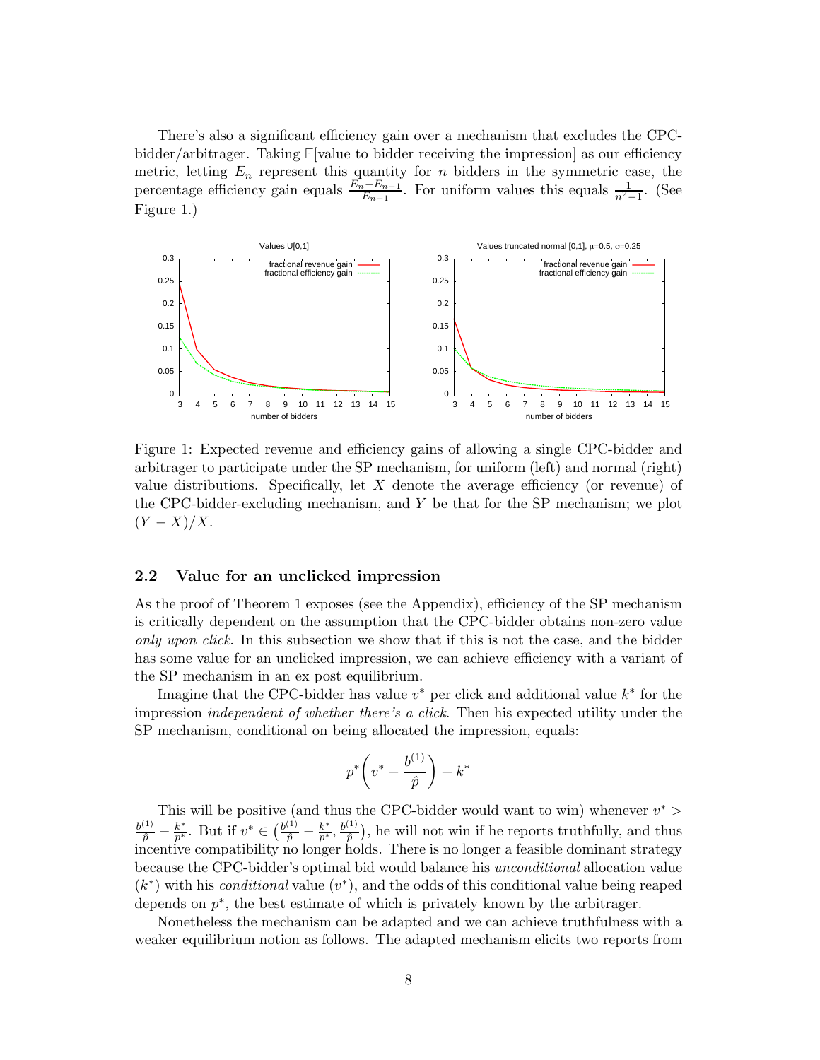There's also a significant efficiency gain over a mechanism that excludes the CPC-bidder/arbitrager. Taking $\mathbb{E}$[value to bidder receiving the impression] as our efficiency metric, letting $E_n$ represent this quantity for $n$ bidders in the symmetric case, the percentage efficiency gain equals $\frac{E_n - E_{n-1}}{E_{n-1}}$. For uniform values this equals $\frac{1}{n^2-1}$. (See Figure 1.)

Figure 1: Expected revenue and efficiency gains of allowing a single CPC-bidder and arbitrager to participate under the SP mechanism, for uniform (left) and normal (right) value distributions. Specifically, let $X$ denote the average efficiency (or revenue) of the CPC-bidder-excluding mechanism, and $Y$ be that for the SP mechanism; we plot $(Y - X)/X$.

## 2.2 Value for an unclicked impression

As the proof of Theorem 1 exposes (see the Appendix), efficiency of the SP mechanism is critically dependent on the assumption that the CPC-bidder obtains non-zero value *only upon click*. In this subsection we show that if this is not the case, and the bidder has some value for an unclicked impression, we can achieve efficiency with a variant of the SP mechanism in an ex post equilibrium.

Imagine that the CPC-bidder has value $v^*$ per click and additional value $k^*$ for the impression *independent of whether there's a click*. Then his expected utility under the SP mechanism, conditional on being allocated the impression, equals:

$$p^*\left(v^* - \frac{b^{(1)}}{\hat{p}}\right) + k^*$$

This will be positive (and thus the CPC-bidder would want to win) whenever $v^* > \frac{b^{(1)}}{\hat{p}} - \frac{k^*}{p^*}$. But if $v^* \in \left(\frac{b^{(1)}}{\hat{p}} - \frac{k^*}{p^*}, \frac{b^{(1)}}{\hat{p}}\right)$, he will not win if he reports truthfully, and thus incentive compatibility no longer holds. There is no longer a feasible dominant strategy because the CPC-bidder's optimal bid would balance his *unconditional* allocation value ($k^*$) with his *conditional* value ($v^*$), and the odds of this conditional value being reaped depends on $p^*$, the best estimate of which is privately known by the arbitrager.

Nonetheless the mechanism can be adapted and we can achieve truthfulness with a weaker equilibrium notion as follows. The adapted mechanism elicits two reports from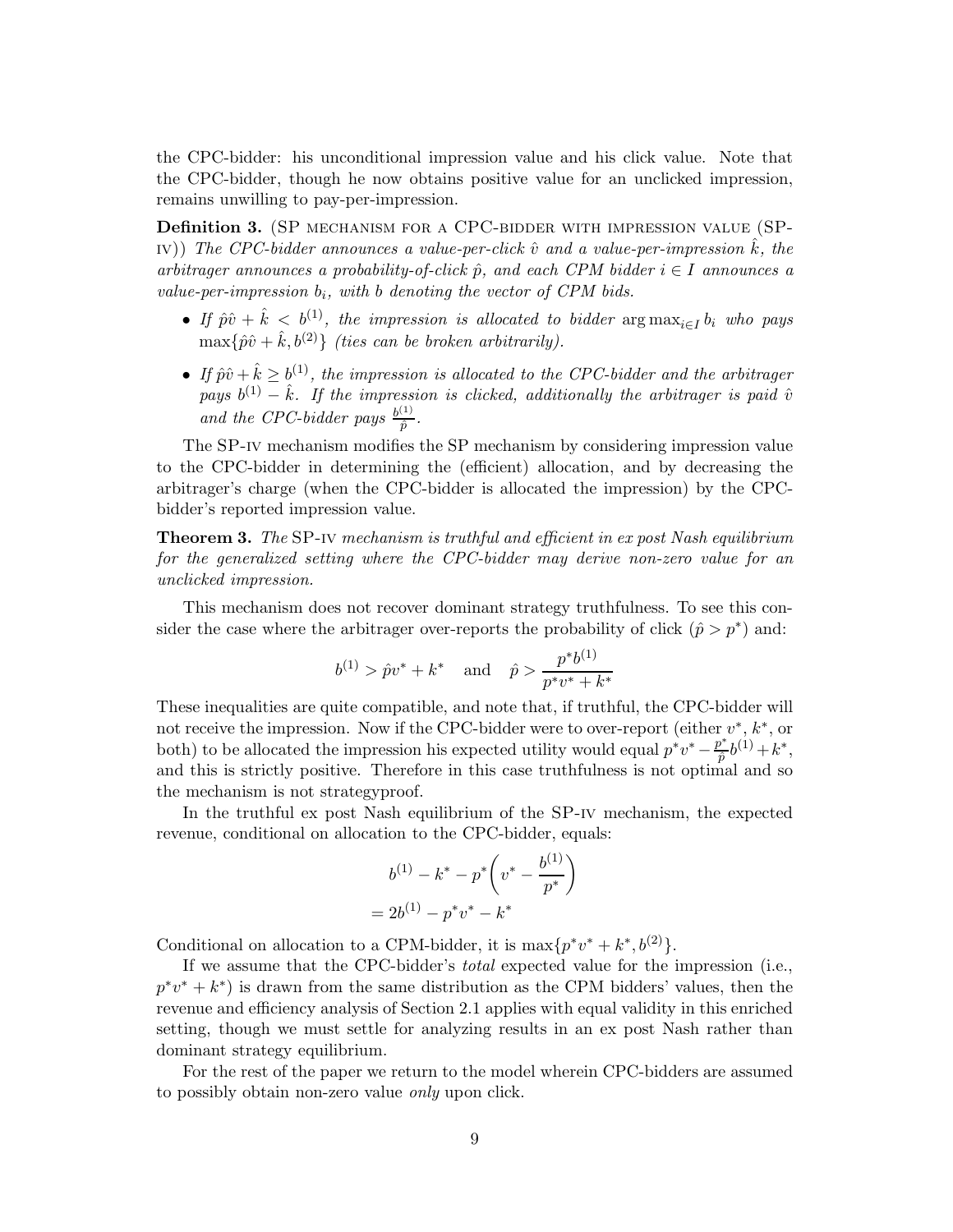the CPC-bidder: his unconditional impression value and his click value. Note that the CPC-bidder, though he now obtains positive value for an unclicked impression, remains unwilling to pay-per-impression.

**Definition 3.** (SP MECHANISM FOR A CPC-BIDDER WITH IMPRESSION VALUE (SP-IV)) *The CPC-bidder announces a value-per-click $\hat{v}$ and a value-per-impression $\hat{k}$, the arbitrager announces a probability-of-click $\hat{p}$, and each CPM bidder $i \in I$ announces a value-per-impression $b_i$, with $b$ denoting the vector of CPM bids.*

- *If $\hat{p}\hat{v} + \hat{k} < b^{(1)}$, the impression is allocated to bidder $\arg\max_{i \in I} b_i$ who pays $\max\{\hat{p}\hat{v} + \hat{k}, b^{(2)}\}$ (ties can be broken arbitrarily).*
- *If $\hat{p}\hat{v} + \hat{k} \geq b^{(1)}$, the impression is allocated to the CPC-bidder and the arbitrager pays $b^{(1)} - \hat{k}$. If the impression is clicked, additionally the arbitrager is paid $\hat{v}$ and the CPC-bidder pays $\frac{b^{(1)}}{\hat{p}}$.*

The SP-IV mechanism modifies the SP mechanism by considering impression value to the CPC-bidder in determining the (efficient) allocation, and by decreasing the arbitrager's charge (when the CPC-bidder is allocated the impression) by the CPC-bidder's reported impression value.

**Theorem 3.** *The* SP-IV *mechanism is truthful and efficient in ex post Nash equilibrium for the generalized setting where the CPC-bidder may derive non-zero value for an unclicked impression.*

This mechanism does not recover dominant strategy truthfulness. To see this consider the case where the arbitrager over-reports the probability of click ($\hat{p} > p^*$) and:

$$b^{(1)} > \hat{p}v^* + k^* \quad \text{and} \quad \hat{p} > \frac{p^* b^{(1)}}{p^* v^* + k^*}$$

These inequalities are quite compatible, and note that, if truthful, the CPC-bidder will not receive the impression. Now if the CPC-bidder were to over-report (either $v^*$, $k^*$, or both) to be allocated the impression his expected utility would equal $p^*v^* - \frac{p^*}{\hat{p}}b^{(1)} + k^*$, and this is strictly positive. Therefore in this case truthfulness is not optimal and so the mechanism is not strategyproof.

In the truthful ex post Nash equilibrium of the SP-IV mechanism, the expected revenue, conditional on allocation to the CPC-bidder, equals:

$$\begin{aligned} & b^{(1)} - k^* - p^*\left(v^* - \frac{b^{(1)}}{p^*}\right) \\ &= 2b^{(1)} - p^*v^* - k^* \end{aligned}$$

Conditional on allocation to a CPM-bidder, it is $\max\{p^*v^* + k^*, b^{(2)}\}$.

If we assume that the CPC-bidder's *total* expected value for the impression (i.e., $p^*v^* + k^*$) is drawn from the same distribution as the CPM bidders' values, then the revenue and efficiency analysis of Section 2.1 applies with equal validity in this enriched setting, though we must settle for analyzing results in an ex post Nash rather than dominant strategy equilibrium.

For the rest of the paper we return to the model wherein CPC-bidders are assumed to possibly obtain non-zero value *only* upon click.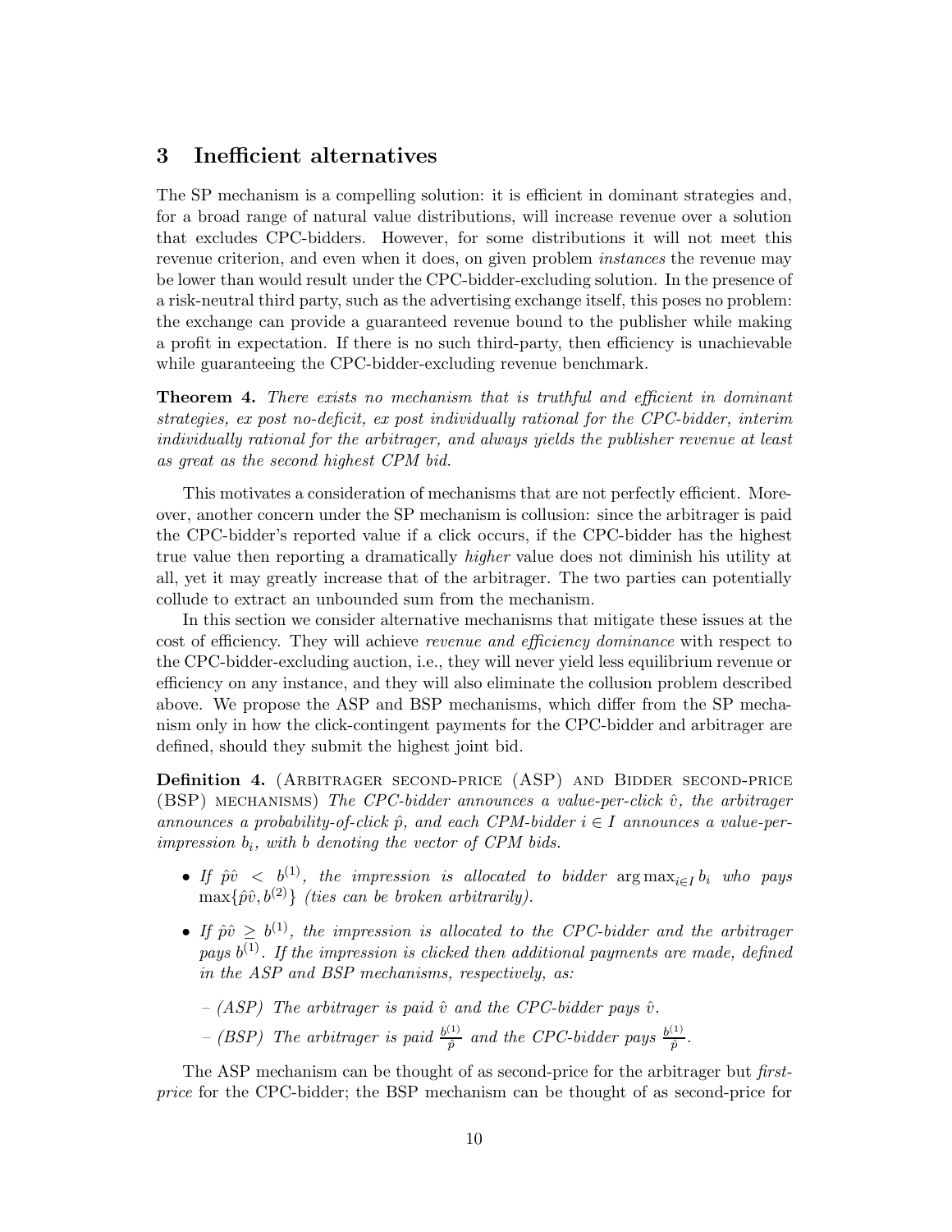## 3 Inefficient alternatives

The SP mechanism is a compelling solution: it is efficient in dominant strategies and, for a broad range of natural value distributions, will increase revenue over a solution that excludes CPC-bidders. However, for some distributions it will not meet this revenue criterion, and even when it does, on given problem *instances* the revenue may be lower than would result under the CPC-bidder-excluding solution. In the presence of a risk-neutral third party, such as the advertising exchange itself, this poses no problem: the exchange can provide a guaranteed revenue bound to the publisher while making a profit in expectation. If there is no such third-party, then efficiency is unachievable while guaranteeing the CPC-bidder-excluding revenue benchmark.

**Theorem 4.** *There exists no mechanism that is truthful and efficient in dominant strategies, ex post no-deficit, ex post individually rational for the CPC-bidder, interim individually rational for the arbitrager, and always yields the publisher revenue at least as great as the second highest CPM bid.*

This motivates a consideration of mechanisms that are not perfectly efficient. Moreover, another concern under the SP mechanism is collusion: since the arbitrager is paid the CPC-bidder's reported value if a click occurs, if the CPC-bidder has the highest true value then reporting a dramatically *higher* value does not diminish his utility at all, yet it may greatly increase that of the arbitrager. The two parties can potentially collude to extract an unbounded sum from the mechanism.

In this section we consider alternative mechanisms that mitigate these issues at the cost of efficiency. They will achieve *revenue and efficiency dominance* with respect to the CPC-bidder-excluding auction, i.e., they will never yield less equilibrium revenue or efficiency on any instance, and they will also eliminate the collusion problem described above. We propose the ASP and BSP mechanisms, which differ from the SP mechanism only in how the click-contingent payments for the CPC-bidder and arbitrager are defined, should they submit the highest joint bid.

**Definition 4.** (Arbitrager second-price (ASP) and Bidder second-price (BSP) mechanisms) *The CPC-bidder announces a value-per-click $\hat{v}$, the arbitrager announces a probability-of-click $\hat{p}$, and each CPM-bidder $i \in I$ announces a value-per-impression $b_i$, with $b$ denoting the vector of CPM bids.*

- *If $\hat{p}\hat{v} < b^{(1)}$, the impression is allocated to bidder $\arg\max_{i \in I} b_i$ who pays $\max\{\hat{p}\hat{v}, b^{(2)}\}$ (ties can be broken arbitrarily).*
- *If $\hat{p}\hat{v} \geq b^{(1)}$, the impression is allocated to the CPC-bidder and the arbitrager pays $b^{(1)}$. If the impression is clicked then additional payments are made, defined in the ASP and BSP mechanisms, respectively, as:*
  - *(ASP) The arbitrager is paid $\hat{v}$ and the CPC-bidder pays $\hat{v}$.*
  - *(BSP) The arbitrager is paid $\frac{b^{(1)}}{\hat{p}}$ and the CPC-bidder pays $\frac{b^{(1)}}{\hat{p}}$.*

The ASP mechanism can be thought of as second-price for the arbitrager but *first-price* for the CPC-bidder; the BSP mechanism can be thought of as second-price for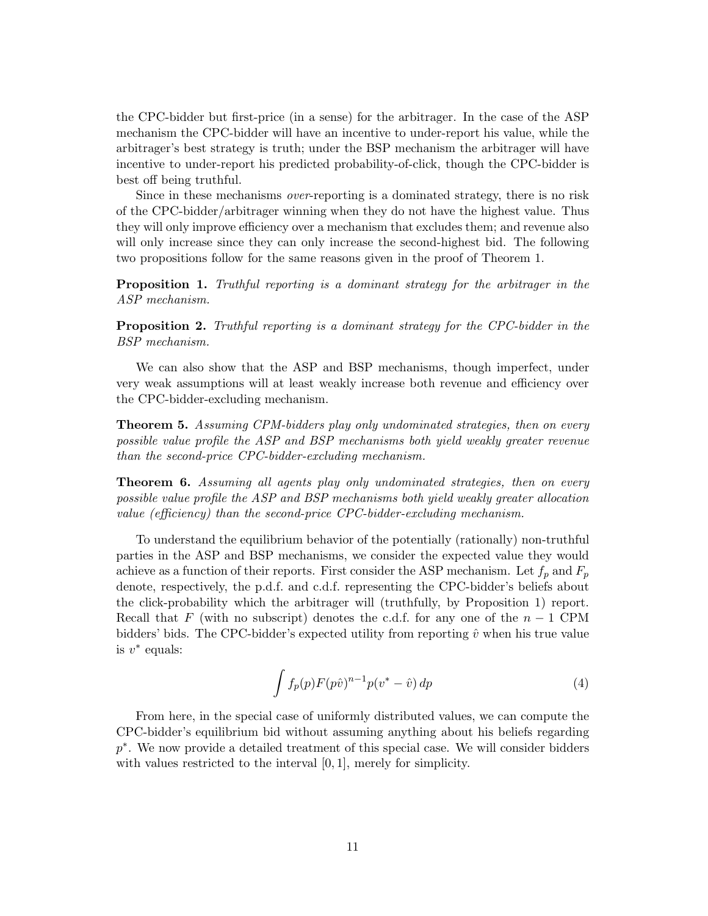the CPC-bidder but first-price (in a sense) for the arbitrager. In the case of the ASP mechanism the CPC-bidder will have an incentive to under-report his value, while the arbitrager's best strategy is truth; under the BSP mechanism the arbitrager will have incentive to under-report his predicted probability-of-click, though the CPC-bidder is best off being truthful.

Since in these mechanisms *over*-reporting is a dominated strategy, there is no risk of the CPC-bidder/arbitrager winning when they do not have the highest value. Thus they will only improve efficiency over a mechanism that excludes them; and revenue also will only increase since they can only increase the second-highest bid. The following two propositions follow for the same reasons given in the proof of Theorem 1.

**Proposition 1.** *Truthful reporting is a dominant strategy for the arbitrager in the ASP mechanism.*

**Proposition 2.** *Truthful reporting is a dominant strategy for the CPC-bidder in the BSP mechanism.*

We can also show that the ASP and BSP mechanisms, though imperfect, under very weak assumptions will at least weakly increase both revenue and efficiency over the CPC-bidder-excluding mechanism.

**Theorem 5.** *Assuming CPM-bidders play only undominated strategies, then on every possible value profile the ASP and BSP mechanisms both yield weakly greater revenue than the second-price CPC-bidder-excluding mechanism.*

**Theorem 6.** *Assuming all agents play only undominated strategies, then on every possible value profile the ASP and BSP mechanisms both yield weakly greater allocation value (efficiency) than the second-price CPC-bidder-excluding mechanism.*

To understand the equilibrium behavior of the potentially (rationally) non-truthful parties in the ASP and BSP mechanisms, we consider the expected value they would achieve as a function of their reports. First consider the ASP mechanism. Let $f_p$ and $F_p$ denote, respectively, the p.d.f. and c.d.f. representing the CPC-bidder's beliefs about the click-probability which the arbitrager will (truthfully, by Proposition 1) report. Recall that $F$ (with no subscript) denotes the c.d.f. for any one of the $n-1$ CPM bidders' bids. The CPC-bidder's expected utility from reporting $\hat{v}$ when his true value is $v^*$ equals:

$$\int f_p(p)F(p\hat{v})^{n-1}p(v^* - \hat{v})\,dp \tag{4}$$

From here, in the special case of uniformly distributed values, we can compute the CPC-bidder's equilibrium bid without assuming anything about his beliefs regarding $p^*$. We now provide a detailed treatment of this special case. We will consider bidders with values restricted to the interval $[0,1]$, merely for simplicity.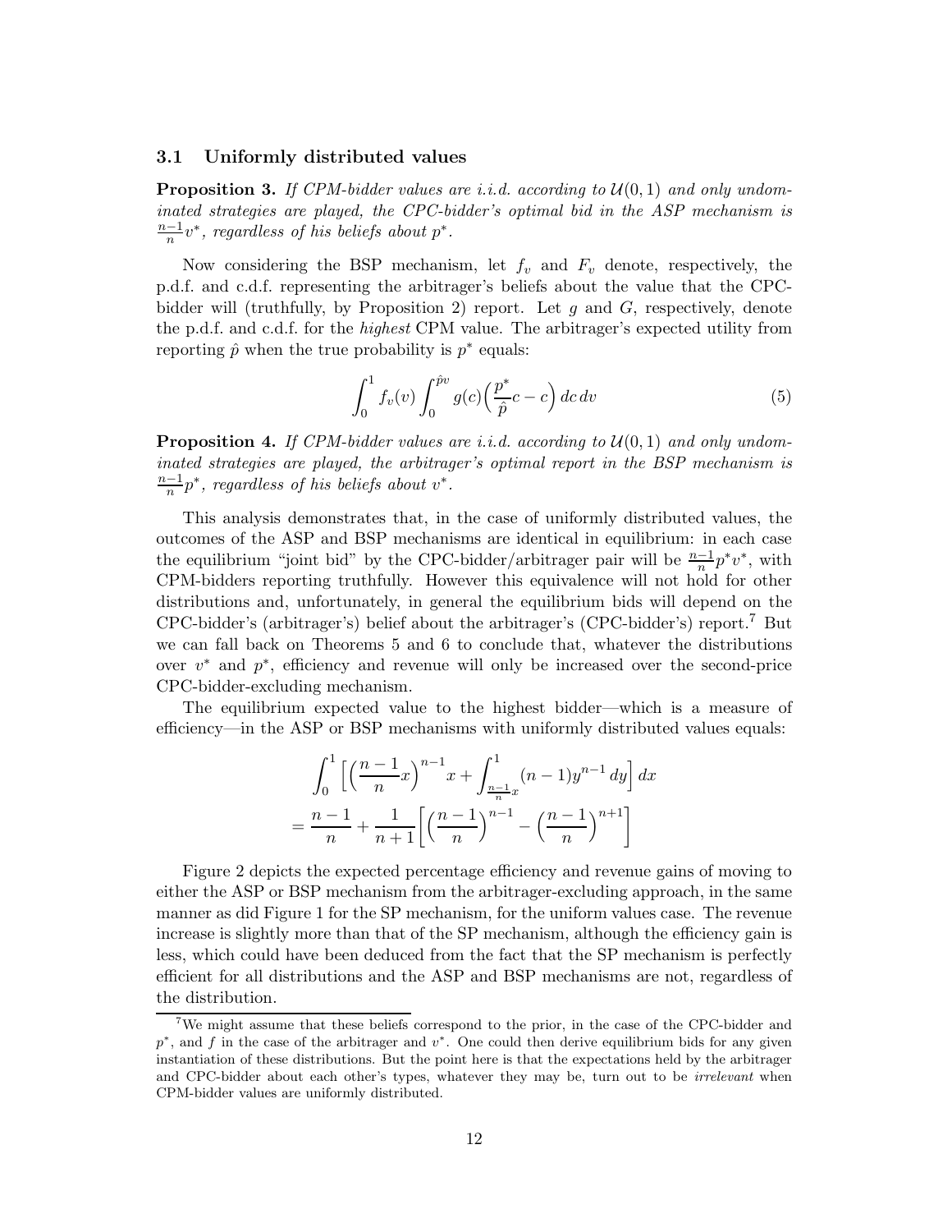### 3.1 Uniformly distributed values

**Proposition 3.** *If CPM-bidder values are i.i.d. according to $\mathcal{U}(0, 1)$ and only undominated strategies are played, the CPC-bidder's optimal bid in the ASP mechanism is $\frac{n-1}{n}v^*$, regardless of his beliefs about $p^*$.*

Now considering the BSP mechanism, let $f_v$ and $F_v$ denote, respectively, the p.d.f. and c.d.f. representing the arbitrager's beliefs about the value that the CPC-bidder will (truthfully, by Proposition 2) report. Let $g$ and $G$, respectively, denote the p.d.f. and c.d.f. for the *highest* CPM value. The arbitrager's expected utility from reporting $\hat{p}$ when the true probability is $p^*$ equals:

$$\int_0^1 f_v(v) \int_0^{\hat{p}v} g(c)\Big(\frac{p^*}{\hat{p}}c - c\Big)\, dc\, dv \tag{5}$$

**Proposition 4.** *If CPM-bidder values are i.i.d. according to $\mathcal{U}(0, 1)$ and only undominated strategies are played, the arbitrager's optimal report in the BSP mechanism is $\frac{n-1}{n}p^*$, regardless of his beliefs about $v^*$.*

This analysis demonstrates that, in the case of uniformly distributed values, the outcomes of the ASP and BSP mechanisms are identical in equilibrium: in each case the equilibrium "joint bid" by the CPC-bidder/arbitrager pair will be $\frac{n-1}{n}p^*v^*$, with CPM-bidders reporting truthfully. However this equivalence will not hold for other distributions and, unfortunately, in general the equilibrium bids will depend on the CPC-bidder's (arbitrager's) belief about the arbitrager's (CPC-bidder's) report.[7] But we can fall back on Theorems 5 and 6 to conclude that, whatever the distributions over $v^*$ and $p^*$, efficiency and revenue will only be increased over the second-price CPC-bidder-excluding mechanism.

The equilibrium expected value to the highest bidder—which is a measure of efficiency—in the ASP or BSP mechanisms with uniformly distributed values equals:

$$\int_0^1 \Big[\Big(\frac{n-1}{n}x\Big)^{n-1}x + \int_{\frac{n-1}{n}x}^1 (n-1)y^{n-1}\, dy\Big]\, dx$$
$$= \frac{n-1}{n} + \frac{1}{n+1}\Big[\Big(\frac{n-1}{n}\Big)^{n-1} - \Big(\frac{n-1}{n}\Big)^{n+1}\Big]$$

Figure 2 depicts the expected percentage efficiency and revenue gains of moving to either the ASP or BSP mechanism from the arbitrager-excluding approach, in the same manner as did Figure 1 for the SP mechanism, for the uniform values case. The revenue increase is slightly more than that of the SP mechanism, although the efficiency gain is less, which could have been deduced from the fact that the SP mechanism is perfectly efficient for all distributions and the ASP and BSP mechanisms are not, regardless of the distribution.

[7] We might assume that these beliefs correspond to the prior, in the case of the CPC-bidder and $p^*$, and $f$ in the case of the arbitrager and $v^*$. One could then derive equilibrium bids for any given instantiation of these distributions. But the point here is that the expectations held by the arbitrager and CPC-bidder about each other's types, whatever they may be, turn out to be *irrelevant* when CPM-bidder values are uniformly distributed.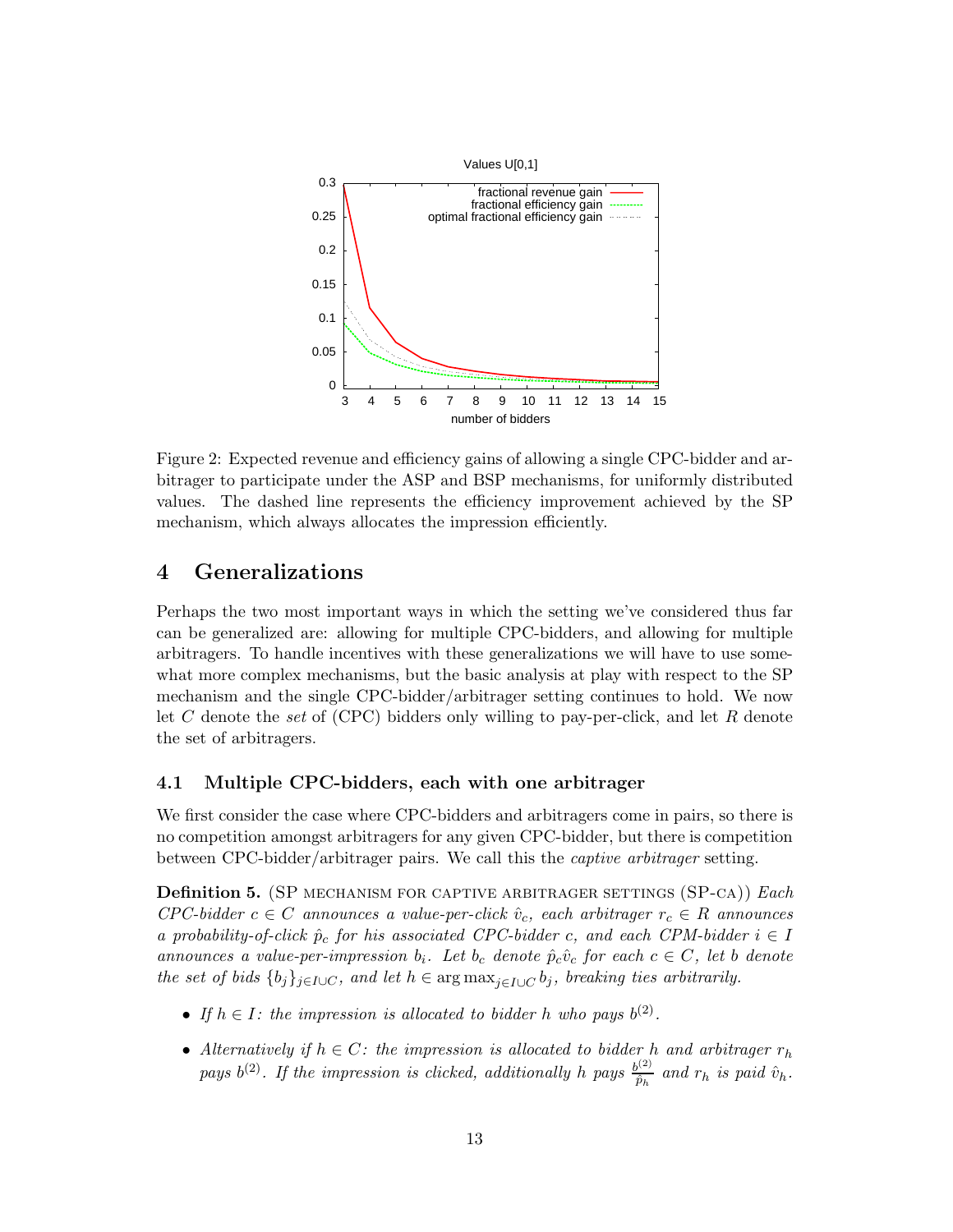Figure 2: Expected revenue and efficiency gains of allowing a single CPC-bidder and arbitrager to participate under the ASP and BSP mechanisms, for uniformly distributed values. The dashed line represents the efficiency improvement achieved by the SP mechanism, which always allocates the impression efficiently.

# 4 Generalizations

Perhaps the two most important ways in which the setting we've considered thus far can be generalized are: allowing for multiple CPC-bidders, and allowing for multiple arbitragers. To handle incentives with these generalizations we will have to use somewhat more complex mechanisms, but the basic analysis at play with respect to the SP mechanism and the single CPC-bidder/arbitrager setting continues to hold. We now let $C$ denote the *set* of (CPC) bidders only willing to pay-per-click, and let $R$ denote the set of arbitragers.

## 4.1 Multiple CPC-bidders, each with one arbitrager

We first consider the case where CPC-bidders and arbitragers come in pairs, so there is no competition amongst arbitragers for any given CPC-bidder, but there is competition between CPC-bidder/arbitrager pairs. We call this the *captive arbitrager* setting.

**Definition 5.** (SP mechanism for captive arbitrager settings (SP-ca)) *Each CPC-bidder $c \in C$ announces a value-per-click $\hat{v}_c$, each arbitrager $r_c \in R$ announces a probability-of-click $\hat{p}_c$ for his associated CPC-bidder $c$, and each CPM-bidder $i \in I$ announces a value-per-impression $b_i$. Let $b_c$ denote $\hat{p}_c \hat{v}_c$ for each $c \in C$, let $b$ denote the set of bids $\{b_j\}_{j \in I \cup C}$, and let $h \in \arg\max_{j \in I \cup C} b_j$, breaking ties arbitrarily.*

- *If $h \in I$: the impression is allocated to bidder $h$ who pays $b^{(2)}$.*
- *Alternatively if $h \in C$: the impression is allocated to bidder $h$ and arbitrager $r_h$ pays $b^{(2)}$. If the impression is clicked, additionally $h$ pays $\frac{b^{(2)}}{\hat{p}_h}$ and $r_h$ is paid $\hat{v}_h$.*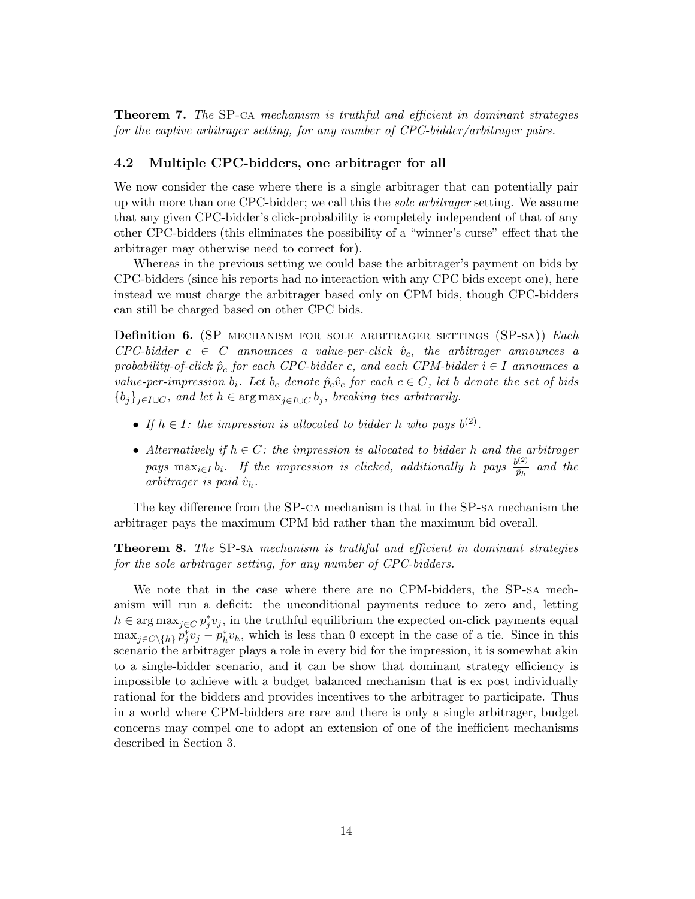**Theorem 7.** *The* SP-CA *mechanism is truthful and efficient in dominant strategies for the captive arbitrager setting, for any number of CPC-bidder/arbitrager pairs.*

### 4.2 Multiple CPC-bidders, one arbitrager for all

We now consider the case where there is a single arbitrager that can potentially pair up with more than one CPC-bidder; we call this the *sole arbitrager* setting. We assume that any given CPC-bidder's click-probability is completely independent of that of any other CPC-bidders (this eliminates the possibility of a "winner's curse" effect that the arbitrager may otherwise need to correct for).

Whereas in the previous setting we could base the arbitrager's payment on bids by CPC-bidders (since his reports had no interaction with any CPC bids except one), here instead we must charge the arbitrager based only on CPM bids, though CPC-bidders can still be charged based on other CPC bids.

**Definition 6.** (SP MECHANISM FOR SOLE ARBITRAGER SETTINGS (SP-SA)) *Each CPC-bidder $c \in C$ announces a value-per-click $\hat{v}_c$, the arbitrager announces a probability-of-click $\hat{p}_c$ for each CPC-bidder $c$, and each CPM-bidder $i \in I$ announces a value-per-impression $b_i$. Let $b_c$ denote $\hat{p}_c \hat{v}_c$ for each $c \in C$, let $b$ denote the set of bids $\{b_j\}_{j \in I \cup C}$, and let $h \in \arg\max_{j \in I \cup C} b_j$, breaking ties arbitrarily.*

- *If $h \in I$: the impression is allocated to bidder $h$ who pays $b^{(2)}$.*
- *Alternatively if $h \in C$: the impression is allocated to bidder $h$ and the arbitrager pays $\max_{i \in I} b_i$. If the impression is clicked, additionally $h$ pays $\frac{b^{(2)}}{\hat{p}_h}$ and the arbitrager is paid $\hat{v}_h$.*

The key difference from the SP-CA mechanism is that in the SP-SA mechanism the arbitrager pays the maximum CPM bid rather than the maximum bid overall.

**Theorem 8.** *The* SP-SA *mechanism is truthful and efficient in dominant strategies for the sole arbitrager setting, for any number of CPC-bidders.*

We note that in the case where there are no CPM-bidders, the SP-SA mechanism will run a deficit: the unconditional payments reduce to zero and, letting $h \in \arg\max_{j \in C} p^*_j v_j$, in the truthful equilibrium the expected on-click payments equal $\max_{j \in C \setminus \{h\}} p^*_j v_j - p^*_h v_h$, which is less than 0 except in the case of a tie. Since in this scenario the arbitrager plays a role in every bid for the impression, it is somewhat akin to a single-bidder scenario, and it can be show that dominant strategy efficiency is impossible to achieve with a budget balanced mechanism that is ex post individually rational for the bidders and provides incentives to the arbitrager to participate. Thus in a world where CPM-bidders are rare and there is only a single arbitrager, budget concerns may compel one to adopt an extension of one of the inefficient mechanisms described in Section 3.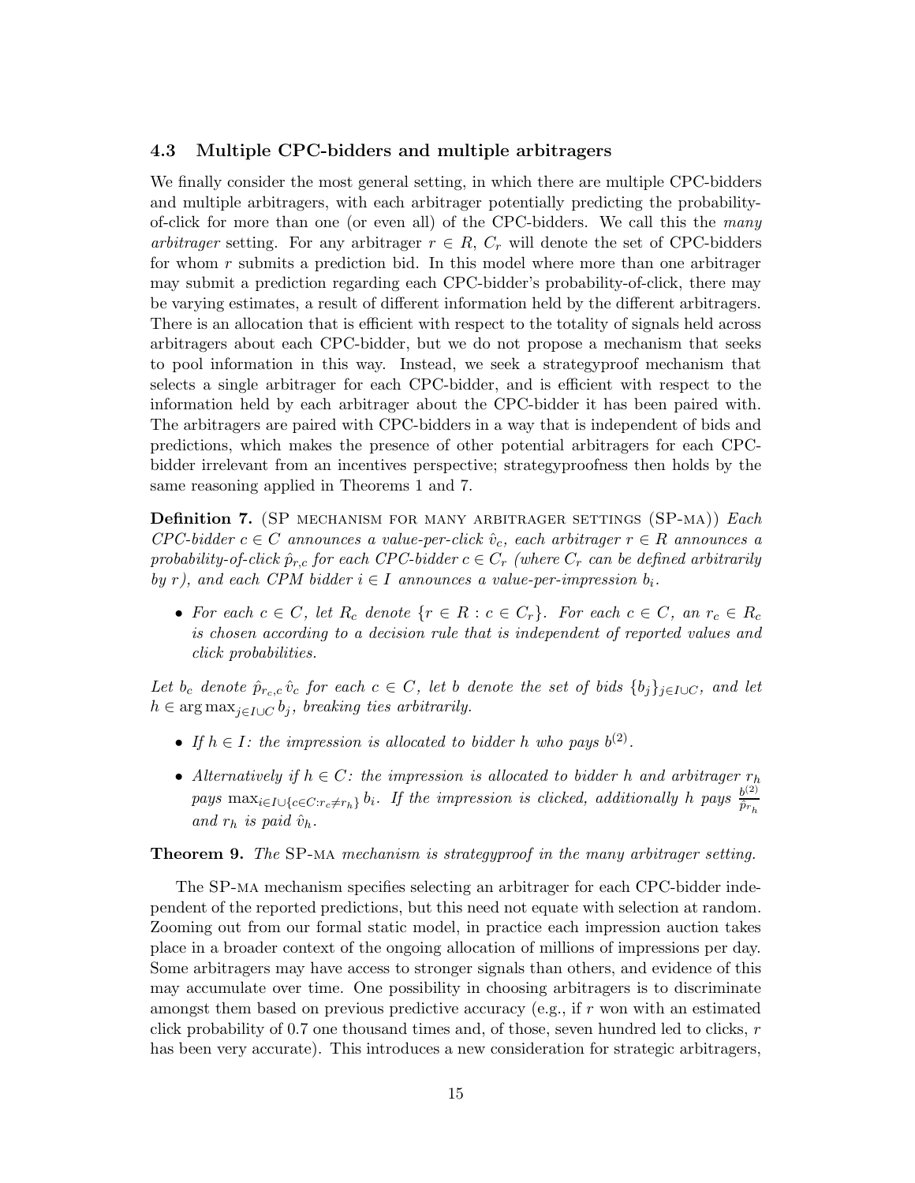### 4.3 Multiple CPC-bidders and multiple arbitragers

We finally consider the most general setting, in which there are multiple CPC-bidders and multiple arbitragers, with each arbitrager potentially predicting the probability-of-click for more than one (or even all) of the CPC-bidders. We call this the *many arbitrager* setting. For any arbitrager $r \in R$, $C_r$ will denote the set of CPC-bidders for whom $r$ submits a prediction bid. In this model where more than one arbitrager may submit a prediction regarding each CPC-bidder's probability-of-click, there may be varying estimates, a result of different information held by the different arbitragers. There is an allocation that is efficient with respect to the totality of signals held across arbitragers about each CPC-bidder, but we do not propose a mechanism that seeks to pool information in this way. Instead, we seek a strategyproof mechanism that selects a single arbitrager for each CPC-bidder, and is efficient with respect to the information held by each arbitrager about the CPC-bidder it has been paired with. The arbitragers are paired with CPC-bidders in a way that is independent of bids and predictions, which makes the presence of other potential arbitragers for each CPC-bidder irrelevant from an incentives perspective; strategyproofness then holds by the same reasoning applied in Theorems 1 and 7.

**Definition 7.** (SP MECHANISM FOR MANY ARBITRAGER SETTINGS (SP-MA)) *Each CPC-bidder $c \in C$ announces a value-per-click $\hat{v}_c$, each arbitrager $r \in R$ announces a probability-of-click $\hat{p}_{r,c}$ for each CPC-bidder $c \in C_r$ (where $C_r$ can be defined arbitrarily by $r$), and each CPM bidder $i \in I$ announces a value-per-impression $b_i$.*

- *For each $c \in C$, let $R_c$ denote $\{r \in R : c \in C_r\}$. For each $c \in C$, an $r_c \in R_c$ is chosen according to a decision rule that is independent of reported values and click probabilities.*

*Let $b_c$ denote $\hat{p}_{r_c,c}\,\hat{v}_c$ for each $c \in C$, let $b$ denote the set of bids $\{b_j\}_{j \in I \cup C}$, and let $h \in \arg\max_{j \in I \cup C} b_j$, breaking ties arbitrarily.*

- *If $h \in I$: the impression is allocated to bidder $h$ who pays $b^{(2)}$.*
- *Alternatively if $h \in C$: the impression is allocated to bidder $h$ and arbitrager $r_h$ pays $\max_{i \in I \cup \{c \in C : r_c \neq r_h\}} b_i$. If the impression is clicked, additionally $h$ pays $\frac{b^{(2)}}{\hat{p}_{r_h}}$ and $r_h$ is paid $\hat{v}_h$.*

**Theorem 9.** *The* SP-MA *mechanism is strategyproof in the many arbitrager setting.*

The SP-MA mechanism specifies selecting an arbitrager for each CPC-bidder independent of the reported predictions, but this need not equate with selection at random. Zooming out from our formal static model, in practice each impression auction takes place in a broader context of the ongoing allocation of millions of impressions per day. Some arbitragers may have access to stronger signals than others, and evidence of this may accumulate over time. One possibility in choosing arbitragers is to discriminate amongst them based on previous predictive accuracy (e.g., if $r$ won with an estimated click probability of 0.7 one thousand times and, of those, seven hundred led to clicks, $r$ has been very accurate). This introduces a new consideration for strategic arbitragers,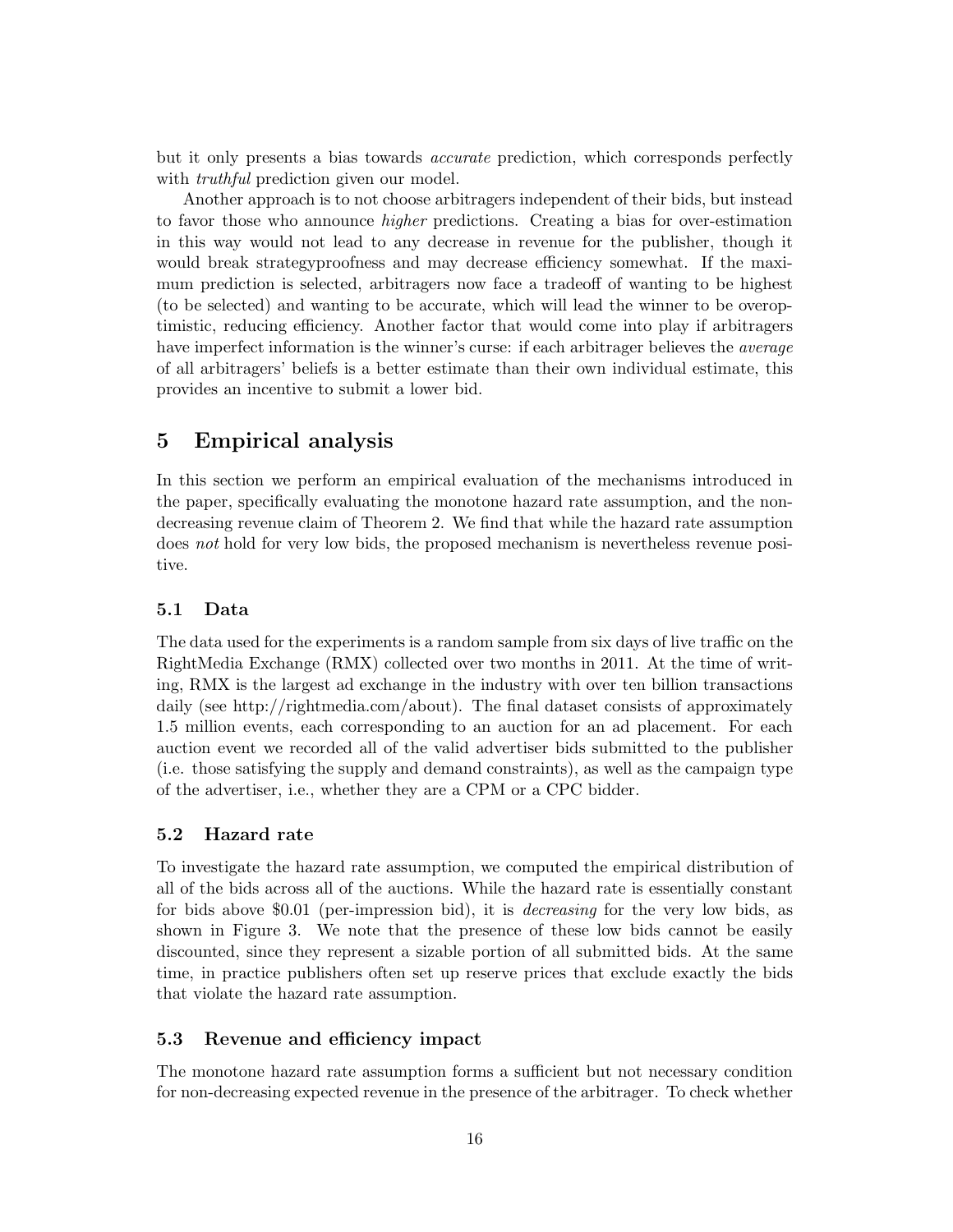but it only presents a bias towards *accurate* prediction, which corresponds perfectly with *truthful* prediction given our model.

Another approach is to not choose arbitragers independent of their bids, but instead to favor those who announce *higher* predictions. Creating a bias for over-estimation in this way would not lead to any decrease in revenue for the publisher, though it would break strategyproofness and may decrease efficiency somewhat. If the maximum prediction is selected, arbitragers now face a tradeoff of wanting to be highest (to be selected) and wanting to be accurate, which will lead the winner to be overoptimistic, reducing efficiency. Another factor that would come into play if arbitragers have imperfect information is the winner's curse: if each arbitrager believes the *average* of all arbitragers' beliefs is a better estimate than their own individual estimate, this provides an incentive to submit a lower bid.

# 5 Empirical analysis

In this section we perform an empirical evaluation of the mechanisms introduced in the paper, specifically evaluating the monotone hazard rate assumption, and the non-decreasing revenue claim of Theorem 2. We find that while the hazard rate assumption does *not* hold for very low bids, the proposed mechanism is nevertheless revenue positive.

## 5.1 Data

The data used for the experiments is a random sample from six days of live traffic on the RightMedia Exchange (RMX) collected over two months in 2011. At the time of writing, RMX is the largest ad exchange in the industry with over ten billion transactions daily (see http://rightmedia.com/about). The final dataset consists of approximately 1.5 million events, each corresponding to an auction for an ad placement. For each auction event we recorded all of the valid advertiser bids submitted to the publisher (i.e. those satisfying the supply and demand constraints), as well as the campaign type of the advertiser, i.e., whether they are a CPM or a CPC bidder.

## 5.2 Hazard rate

To investigate the hazard rate assumption, we computed the empirical distribution of all of the bids across all of the auctions. While the hazard rate is essentially constant for bids above \$0.01 (per-impression bid), it is *decreasing* for the very low bids, as shown in Figure 3. We note that the presence of these low bids cannot be easily discounted, since they represent a sizable portion of all submitted bids. At the same time, in practice publishers often set up reserve prices that exclude exactly the bids that violate the hazard rate assumption.

## 5.3 Revenue and efficiency impact

The monotone hazard rate assumption forms a sufficient but not necessary condition for non-decreasing expected revenue in the presence of the arbitrager. To check whether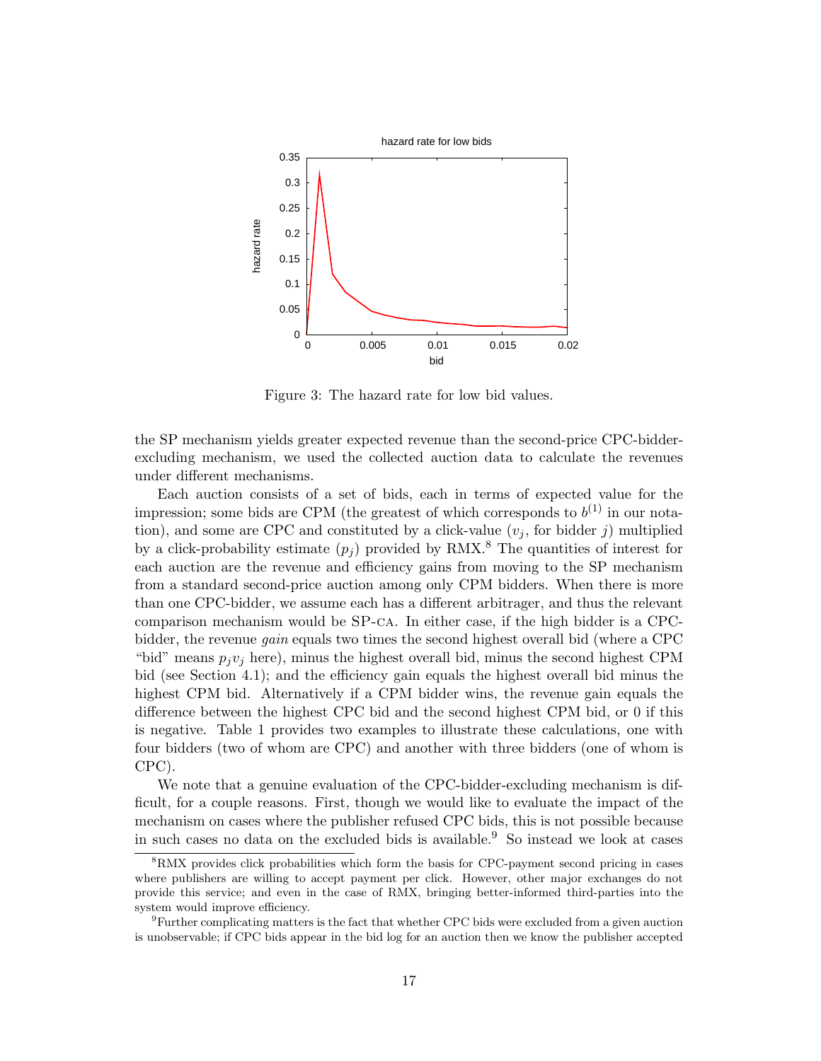Figure 3: The hazard rate for low bid values.

the SP mechanism yields greater expected revenue than the second-price CPC-bidder-excluding mechanism, we used the collected auction data to calculate the revenues under different mechanisms.

Each auction consists of a set of bids, each in terms of expected value for the impression; some bids are CPM (the greatest of which corresponds to $b^{(1)}$ in our notation), and some are CPC and constituted by a click-value ($v_j$, for bidder $j$) multiplied by a click-probability estimate ($p_j$) provided by RMX.[8] The quantities of interest for each auction are the revenue and efficiency gains from moving to the SP mechanism from a standard second-price auction among only CPM bidders. When there is more than one CPC-bidder, we assume each has a different arbitrager, and thus the relevant comparison mechanism would be SP-CA. In either case, if the high bidder is a CPC-bidder, the revenue *gain* equals two times the second highest overall bid (where a CPC "bid" means $p_j v_j$ here), minus the highest overall bid, minus the second highest CPM bid (see Section 4.1); and the efficiency gain equals the highest overall bid minus the highest CPM bid. Alternatively if a CPM bidder wins, the revenue gain equals the difference between the highest CPC bid and the second highest CPM bid, or 0 if this is negative. Table 1 provides two examples to illustrate these calculations, one with four bidders (two of whom are CPC) and another with three bidders (one of whom is CPC).

We note that a genuine evaluation of the CPC-bidder-excluding mechanism is difficult, for a couple reasons. First, though we would like to evaluate the impact of the mechanism on cases where the publisher refused CPC bids, this is not possible because in such cases no data on the excluded bids is available.[9] So instead we look at cases

[8] RMX provides click probabilities which form the basis for CPC-payment second pricing in cases where publishers are willing to accept payment per click. However, other major exchanges do not provide this service; and even in the case of RMX, bringing better-informed third-parties into the system would improve efficiency.

[9] Further complicating matters is the fact that whether CPC bids were excluded from a given auction is unobservable; if CPC bids appear in the bid log for an auction then we know the publisher accepted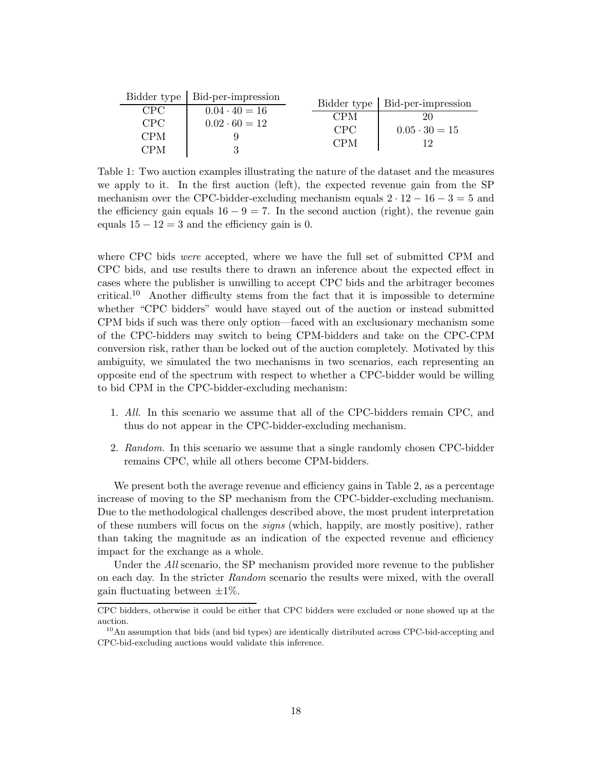| Bidder type | Bid-per-impression |
|---|---|
| CPC | $0.04 \cdot 40 = 16$ |
| CPC | $0.02 \cdot 60 = 12$ |
| CPM | 9 |
| CPM | 3 |

| Bidder type | Bid-per-impression |
|---|---|
| CPM | 20 |
| CPC | $0.05 \cdot 30 = 15$ |
| CPM | 12 |

Table 1: Two auction examples illustrating the nature of the dataset and the measures we apply to it. In the first auction (left), the expected revenue gain from the SP mechanism over the CPC-bidder-excluding mechanism equals $2 \cdot 12 - 16 - 3 = 5$ and the efficiency gain equals $16 - 9 = 7$. In the second auction (right), the revenue gain equals $15 - 12 = 3$ and the efficiency gain is 0.

where CPC bids *were* accepted, where we have the full set of submitted CPM and CPC bids, and use results there to drawn an inference about the expected effect in cases where the publisher is unwilling to accept CPC bids and the arbitrager becomes critical.[10] Another difficulty stems from the fact that it is impossible to determine whether "CPC bidders" would have stayed out of the auction or instead submitted CPM bids if such was there only option—faced with an exclusionary mechanism some of the CPC-bidders may switch to being CPM-bidders and take on the CPC-CPM conversion risk, rather than be locked out of the auction completely. Motivated by this ambiguity, we simulated the two mechanisms in two scenarios, each representing an opposite end of the spectrum with respect to whether a CPC-bidder would be willing to bid CPM in the CPC-bidder-excluding mechanism:

1. *All.* In this scenario we assume that all of the CPC-bidders remain CPC, and thus do not appear in the CPC-bidder-excluding mechanism.
2. *Random.* In this scenario we assume that a single randomly chosen CPC-bidder remains CPC, while all others become CPM-bidders.

We present both the average revenue and efficiency gains in Table 2, as a percentage increase of moving to the SP mechanism from the CPC-bidder-excluding mechanism. Due to the methodological challenges described above, the most prudent interpretation of these numbers will focus on the *signs* (which, happily, are mostly positive), rather than taking the magnitude as an indication of the expected revenue and efficiency impact for the exchange as a whole.

Under the *All* scenario, the SP mechanism provided more revenue to the publisher on each day. In the stricter *Random* scenario the results were mixed, with the overall gain fluctuating between $\pm 1\%$.

---

CPC bidders, otherwise it could be either that CPC bidders were excluded or none showed up at the auction.

[10] An assumption that bids (and bid types) are identically distributed across CPC-bid-accepting and CPC-bid-excluding auctions would validate this inference.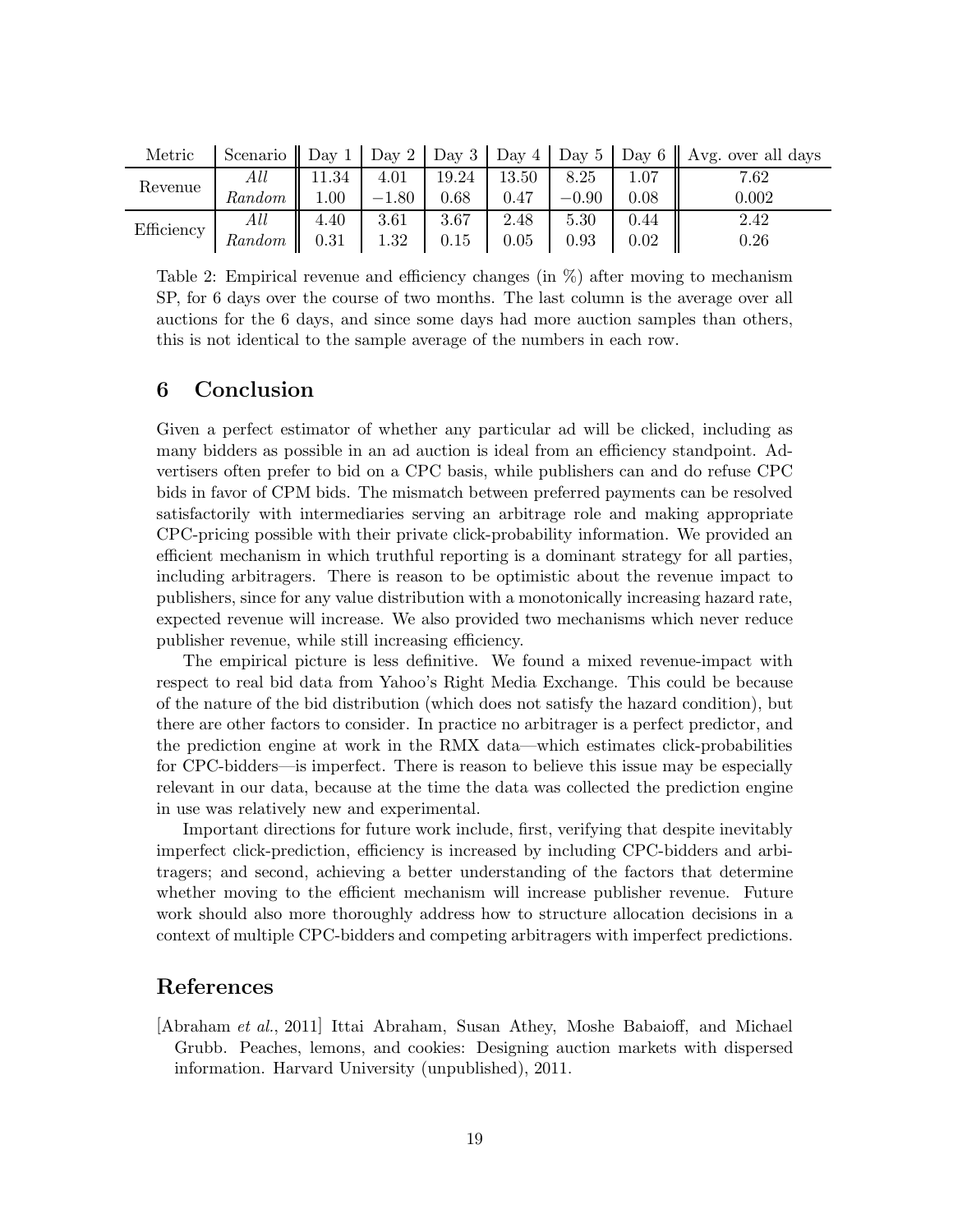| Metric | Scenario | Day 1 | Day 2 | Day 3 | Day 4 | Day 5 | Day 6 | Avg. over all days |
|---|---|---|---|---|---|---|---|---|
| Revenue | *All* | 11.34 | 4.01 | 19.24 | 13.50 | 8.25 | 1.07 | 7.62 |
| | *Random* | 1.00 | $-1.80$ | 0.68 | 0.47 | $-0.90$ | 0.08 | 0.002 |
| Efficiency | *All* | 4.40 | 3.61 | 3.67 | 2.48 | 5.30 | 0.44 | 2.42 |
| | *Random* | 0.31 | 1.32 | 0.15 | 0.05 | 0.93 | 0.02 | 0.26 |

Table 2: Empirical revenue and efficiency changes (in %) after moving to mechanism SP, for 6 days over the course of two months. The last column is the average over all auctions for the 6 days, and since some days had more auction samples than others, this is not identical to the sample average of the numbers in each row.

## 6 Conclusion

Given a perfect estimator of whether any particular ad will be clicked, including as many bidders as possible in an ad auction is ideal from an efficiency standpoint. Advertisers often prefer to bid on a CPC basis, while publishers can and do refuse CPC bids in favor of CPM bids. The mismatch between preferred payments can be resolved satisfactorily with intermediaries serving an arbitrage role and making appropriate CPC-pricing possible with their private click-probability information. We provided an efficient mechanism in which truthful reporting is a dominant strategy for all parties, including arbitragers. There is reason to be optimistic about the revenue impact to publishers, since for any value distribution with a monotonically increasing hazard rate, expected revenue will increase. We also provided two mechanisms which never reduce publisher revenue, while still increasing efficiency.

The empirical picture is less definitive. We found a mixed revenue-impact with respect to real bid data from Yahoo's Right Media Exchange. This could be because of the nature of the bid distribution (which does not satisfy the hazard condition), but there are other factors to consider. In practice no arbitrager is a perfect predictor, and the prediction engine at work in the RMX data—which estimates click-probabilities for CPC-bidders—is imperfect. There is reason to believe this issue may be especially relevant in our data, because at the time the data was collected the prediction engine in use was relatively new and experimental.

Important directions for future work include, first, verifying that despite inevitably imperfect click-prediction, efficiency is increased by including CPC-bidders and arbitragers; and second, achieving a better understanding of the factors that determine whether moving to the efficient mechanism will increase publisher revenue. Future work should also more thoroughly address how to structure allocation decisions in a context of multiple CPC-bidders and competing arbitragers with imperfect predictions.

## References

[Abraham *et al.*, 2011] Ittai Abraham, Susan Athey, Moshe Babaioff, and Michael Grubb. Peaches, lemons, and cookies: Designing auction markets with dispersed information. Harvard University (unpublished), 2011.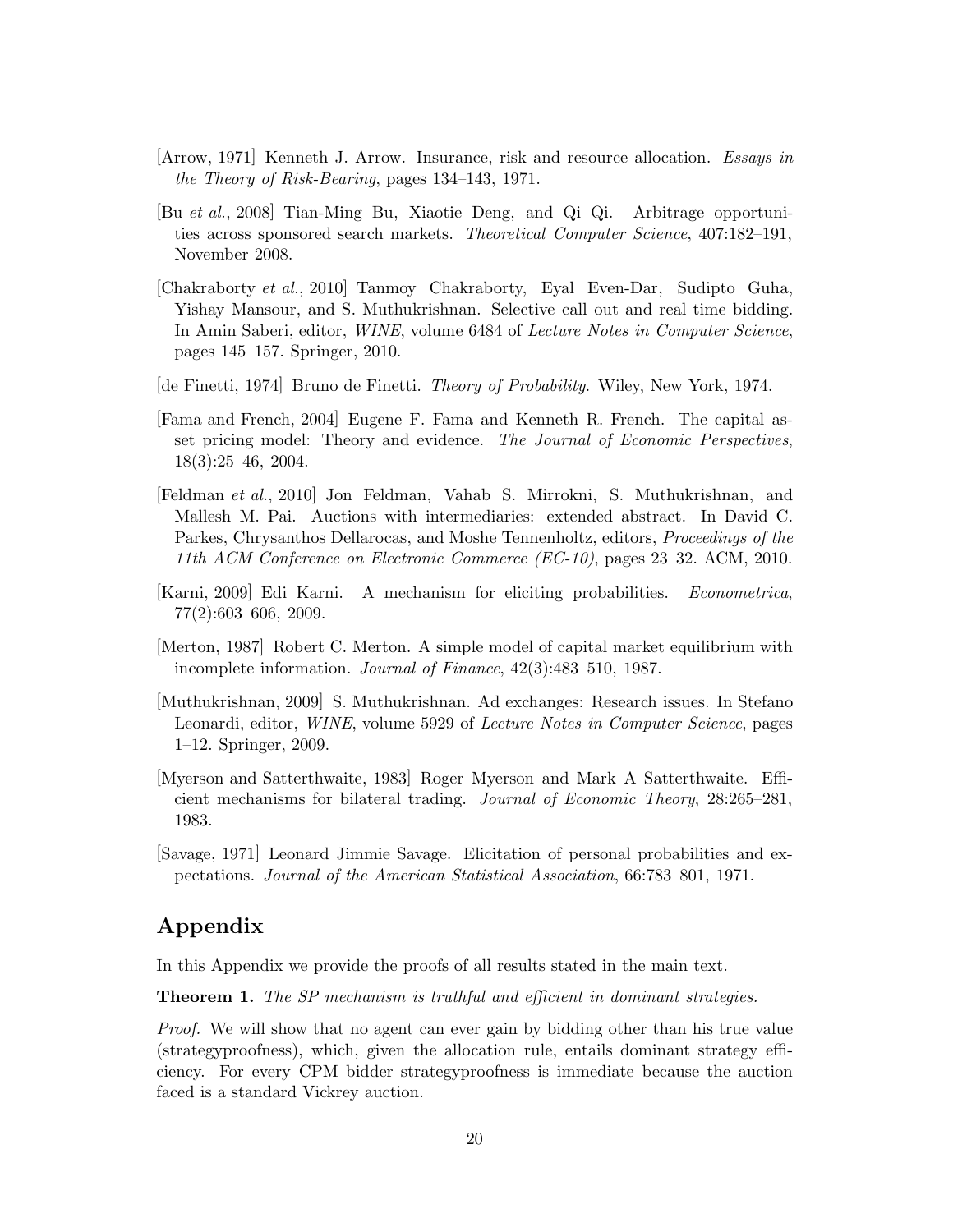[Arrow, 1971] Kenneth J. Arrow. Insurance, risk and resource allocation. *Essays in the Theory of Risk-Bearing*, pages 134–143, 1971.

[Bu *et al.*, 2008] Tian-Ming Bu, Xiaotie Deng, and Qi Qi. Arbitrage opportunities across sponsored search markets. *Theoretical Computer Science*, 407:182–191, November 2008.

[Chakraborty *et al.*, 2010] Tanmoy Chakraborty, Eyal Even-Dar, Sudipto Guha, Yishay Mansour, and S. Muthukrishnan. Selective call out and real time bidding. In Amin Saberi, editor, *WINE*, volume 6484 of *Lecture Notes in Computer Science*, pages 145–157. Springer, 2010.

[de Finetti, 1974] Bruno de Finetti. *Theory of Probability*. Wiley, New York, 1974.

[Fama and French, 2004] Eugene F. Fama and Kenneth R. French. The capital asset pricing model: Theory and evidence. *The Journal of Economic Perspectives*, 18(3):25–46, 2004.

[Feldman *et al.*, 2010] Jon Feldman, Vahab S. Mirrokni, S. Muthukrishnan, and Mallesh M. Pai. Auctions with intermediaries: extended abstract. In David C. Parkes, Chrysanthos Dellarocas, and Moshe Tennenholtz, editors, *Proceedings of the 11th ACM Conference on Electronic Commerce (EC-10)*, pages 23–32. ACM, 2010.

[Karni, 2009] Edi Karni. A mechanism for eliciting probabilities. *Econometrica*, 77(2):603–606, 2009.

[Merton, 1987] Robert C. Merton. A simple model of capital market equilibrium with incomplete information. *Journal of Finance*, 42(3):483–510, 1987.

[Muthukrishnan, 2009] S. Muthukrishnan. Ad exchanges: Research issues. In Stefano Leonardi, editor, *WINE*, volume 5929 of *Lecture Notes in Computer Science*, pages 1–12. Springer, 2009.

[Myerson and Satterthwaite, 1983] Roger Myerson and Mark A Satterthwaite. Efficient mechanisms for bilateral trading. *Journal of Economic Theory*, 28:265–281, 1983.

[Savage, 1971] Leonard Jimmie Savage. Elicitation of personal probabilities and expectations. *Journal of the American Statistical Association*, 66:783–801, 1971.

## Appendix

In this Appendix we provide the proofs of all results stated in the main text.

**Theorem 1.** *The SP mechanism is truthful and efficient in dominant strategies.*

*Proof.* We will show that no agent can ever gain by bidding other than his true value (strategyproofness), which, given the allocation rule, entails dominant strategy efficiency. For every CPM bidder strategyproofness is immediate because the auction faced is a standard Vickrey auction.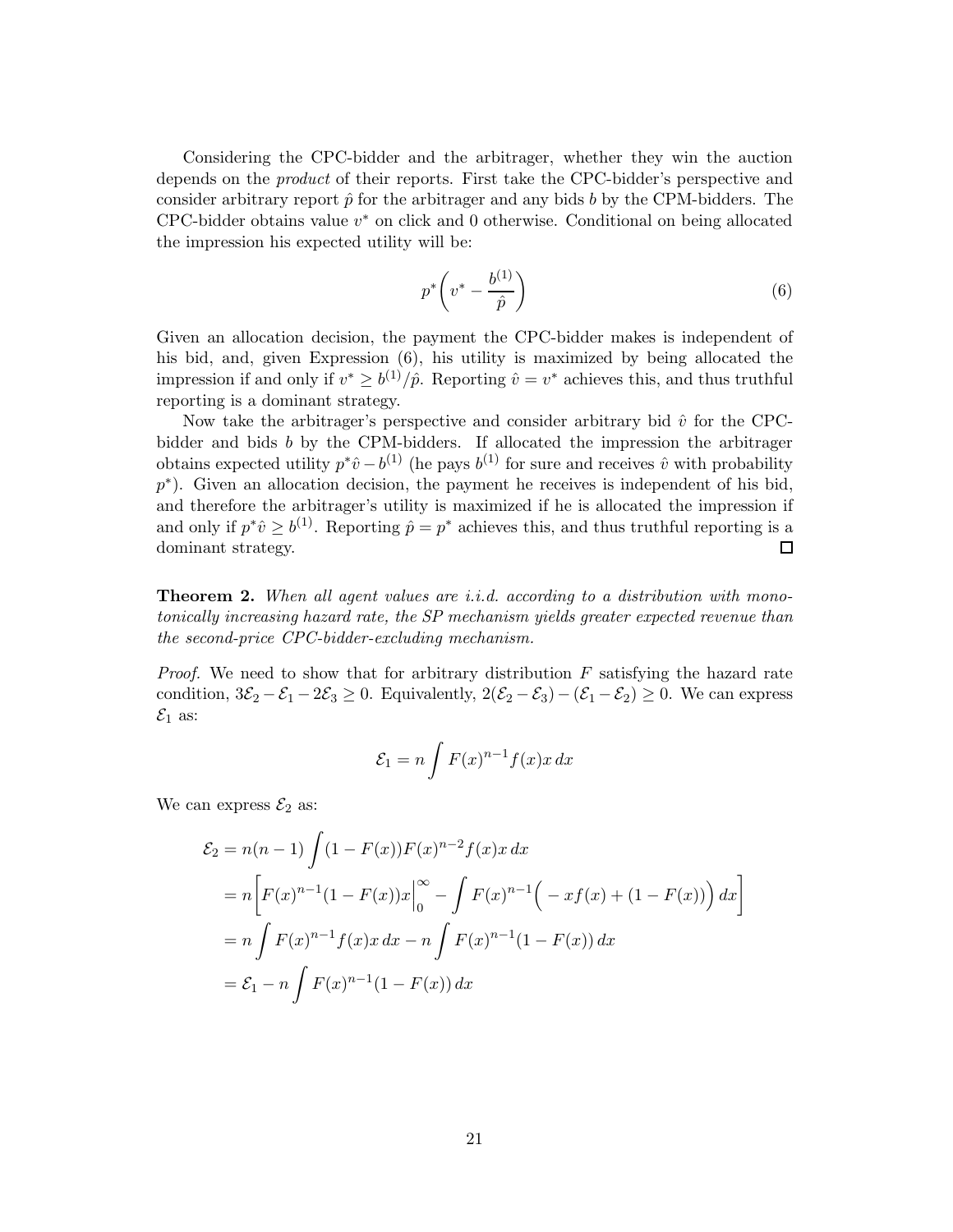Considering the CPC-bidder and the arbitrager, whether they win the auction depends on the *product* of their reports. First take the CPC-bidder's perspective and consider arbitrary report $\hat{p}$ for the arbitrager and any bids $b$ by the CPM-bidders. The CPC-bidder obtains value $v^*$ on click and 0 otherwise. Conditional on being allocated the impression his expected utility will be:

$$p^*\left(v^* - \frac{b^{(1)}}{\hat{p}}\right) \tag{6}$$

Given an allocation decision, the payment the CPC-bidder makes is independent of his bid, and, given Expression (6), his utility is maximized by being allocated the impression if and only if $v^* \geq b^{(1)}/\hat{p}$. Reporting $\hat{v} = v^*$ achieves this, and thus truthful reporting is a dominant strategy.

Now take the arbitrager's perspective and consider arbitrary bid $\hat{v}$ for the CPC-bidder and bids $b$ by the CPM-bidders. If allocated the impression the arbitrager obtains expected utility $p^*\hat{v} - b^{(1)}$ (he pays $b^{(1)}$ for sure and receives $\hat{v}$ with probability $p^*$). Given an allocation decision, the payment he receives is independent of his bid, and therefore the arbitrager's utility is maximized if he is allocated the impression if and only if $p^*\hat{v} \geq b^{(1)}$. Reporting $\hat{p} = p^*$ achieves this, and thus truthful reporting is a dominant strategy. □

**Theorem 2.** *When all agent values are i.i.d. according to a distribution with monotonically increasing hazard rate, the SP mechanism yields greater expected revenue than the second-price CPC-bidder-excluding mechanism.*

*Proof.* We need to show that for arbitrary distribution $F$ satisfying the hazard rate condition, $3\mathcal{E}_2 - \mathcal{E}_1 - 2\mathcal{E}_3 \geq 0$. Equivalently, $2(\mathcal{E}_2 - \mathcal{E}_3) - (\mathcal{E}_1 - \mathcal{E}_2) \geq 0$. We can express $\mathcal{E}_1$ as:

$$\mathcal{E}_1 = n \int F(x)^{n-1} f(x) x \, dx$$

We can express $\mathcal{E}_2$ as:

$$\begin{aligned}
\mathcal{E}_2 &= n(n-1) \int (1 - F(x)) F(x)^{n-2} f(x) x \, dx \\
&= n\left[ F(x)^{n-1}(1 - F(x)) x \Big|_0^\infty - \int F(x)^{n-1}\Big( -x f(x) + (1 - F(x))\Big) \, dx \right] \\
&= n \int F(x)^{n-1} f(x) x \, dx - n \int F(x)^{n-1}(1 - F(x)) \, dx \\
&= \mathcal{E}_1 - n \int F(x)^{n-1}(1 - F(x)) \, dx
\end{aligned}$$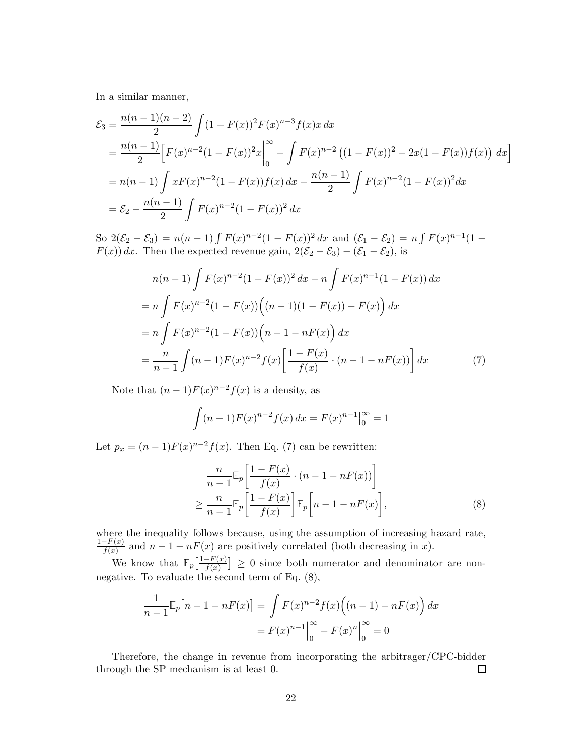In a similar manner,

$$
\begin{aligned}
\mathcal{E}_3 &= \frac{n(n-1)(n-2)}{2} \int (1-F(x))^2 F(x)^{n-3} f(x) x \, dx \\
&= \frac{n(n-1)}{2} \Big[ F(x)^{n-2}(1-F(x))^2 x \Big|_0^\infty - \int F(x)^{n-2} \left( (1-F(x))^2 - 2x(1-F(x))f(x) \right) \, dx \Big] \\
&= n(n-1) \int x F(x)^{n-2}(1-F(x)) f(x) \, dx - \frac{n(n-1)}{2} \int F(x)^{n-2}(1-F(x))^2 dx \\
&= \mathcal{E}_2 - \frac{n(n-1)}{2} \int F(x)^{n-2}(1-F(x))^2 \, dx
\end{aligned}
$$

So $2(\mathcal{E}_2 - \mathcal{E}_3) = n(n-1) \int F(x)^{n-2}(1-F(x))^2 \, dx$ and $(\mathcal{E}_1 - \mathcal{E}_2) = n \int F(x)^{n-1}(1 - F(x)) \, dx$. Then the expected revenue gain, $2(\mathcal{E}_2 - \mathcal{E}_3) - (\mathcal{E}_1 - \mathcal{E}_2)$, is

$$
\begin{aligned}
& n(n-1) \int F(x)^{n-2}(1-F(x))^2 \, dx - n \int F(x)^{n-1}(1-F(x)) \, dx \\
&= n \int F(x)^{n-2}(1-F(x)) \Big( (n-1)(1-F(x)) - F(x) \Big) \, dx \\
&= n \int F(x)^{n-2}(1-F(x)) \Big( n - 1 - nF(x) \Big) \, dx \\
&= \frac{n}{n-1} \int (n-1) F(x)^{n-2} f(x) \Big[ \frac{1-F(x)}{f(x)} \cdot (n-1-nF(x)) \Big] \, dx \qquad (7)
\end{aligned}
$$

Note that $(n-1)F(x)^{n-2}f(x)$ is a density, as

$$
\int (n-1)F(x)^{n-2} f(x) \, dx = F(x)^{n-1} \Big|_0^\infty = 1
$$

Let $p_x = (n-1)F(x)^{n-2}f(x)$. Then Eq. (7) can be rewritten:

$$
\begin{aligned}
& \frac{n}{n-1} \mathbb{E}_p \Big[ \frac{1-F(x)}{f(x)} \cdot (n-1-nF(x)) \Big] \\
& \geq \frac{n}{n-1} \mathbb{E}_p \Big[ \frac{1-F(x)}{f(x)} \Big] \mathbb{E}_p \Big[ n - 1 - nF(x) \Big], \qquad (8)
\end{aligned}
$$

where the inequality follows because, using the assumption of increasing hazard rate, $\frac{1-F(x)}{f(x)}$ and $n - 1 - nF(x)$ are positively correlated (both decreasing in $x$).

We know that $\mathbb{E}_p\big[\frac{1-F(x)}{f(x)}\big] \geq 0$ since both numerator and denominator are non-negative. To evaluate the second term of Eq. (8),

$$
\begin{aligned}
\frac{1}{n-1} \mathbb{E}_p \big[ n - 1 - nF(x) \big] &= \int F(x)^{n-2} f(x) \Big( (n-1) - nF(x) \Big) \, dx \\
&= F(x)^{n-1} \Big|_0^\infty - F(x)^n \Big|_0^\infty = 0
\end{aligned}
$$

Therefore, the change in revenue from incorporating the arbitrager/CPC-bidder through the SP mechanism is at least 0. $\square$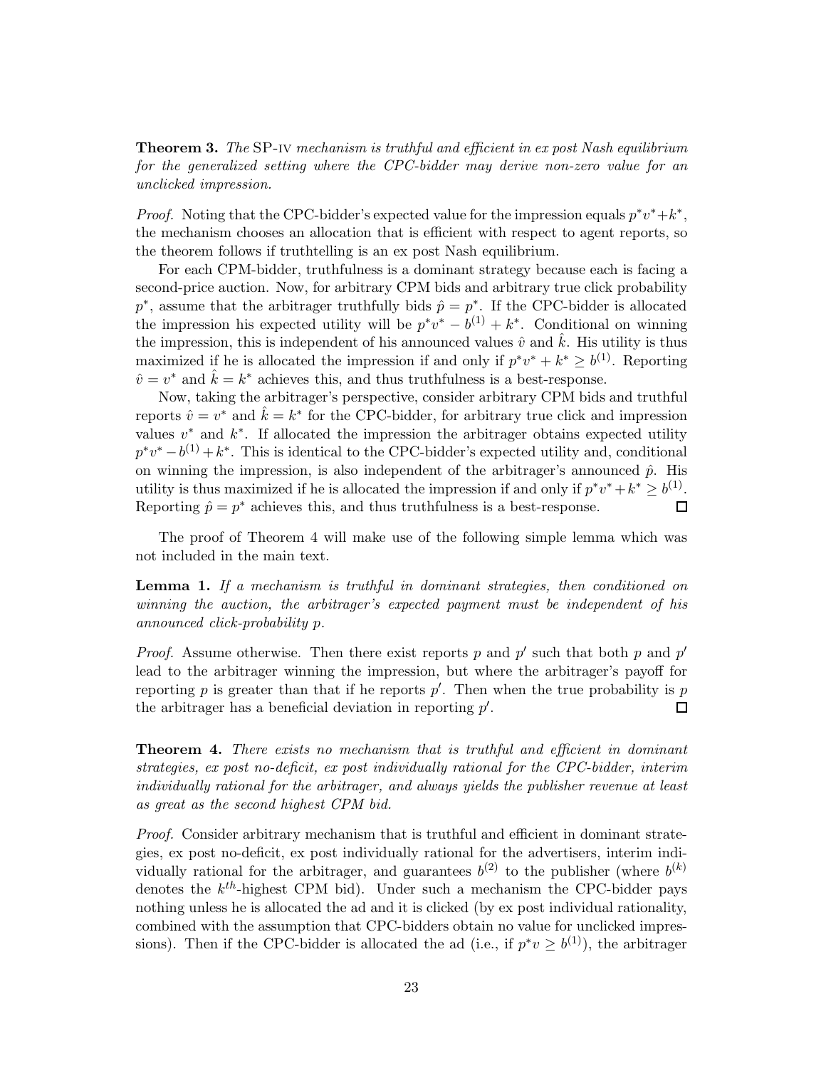**Theorem 3.** *The* SP-IV *mechanism is truthful and efficient in ex post Nash equilibrium for the generalized setting where the CPC-bidder may derive non-zero value for an unclicked impression.*

*Proof.* Noting that the CPC-bidder's expected value for the impression equals $p^*v^*+k^*$, the mechanism chooses an allocation that is efficient with respect to agent reports, so the theorem follows if truthtelling is an ex post Nash equilibrium.

For each CPM-bidder, truthfulness is a dominant strategy because each is facing a second-price auction. Now, for arbitrary CPM bids and arbitrary true click probability $p^*$, assume that the arbitrager truthfully bids $\hat{p} = p^*$. If the CPC-bidder is allocated the impression his expected utility will be $p^*v^* - b^{(1)} + k^*$. Conditional on winning the impression, this is independent of his announced values $\hat{v}$ and $\hat{k}$. His utility is thus maximized if he is allocated the impression if and only if $p^*v^* + k^* \geq b^{(1)}$. Reporting $\hat{v} = v^*$ and $\hat{k} = k^*$ achieves this, and thus truthfulness is a best-response.

Now, taking the arbitrager's perspective, consider arbitrary CPM bids and truthful reports $\hat{v} = v^*$ and $\hat{k} = k^*$ for the CPC-bidder, for arbitrary true click and impression values $v^*$ and $k^*$. If allocated the impression the arbitrager obtains expected utility $p^*v^* - b^{(1)} + k^*$. This is identical to the CPC-bidder's expected utility and, conditional on winning the impression, is also independent of the arbitrager's announced $\hat{p}$. His utility is thus maximized if he is allocated the impression if and only if $p^*v^* + k^* \geq b^{(1)}$. Reporting $\hat{p} = p^*$ achieves this, and thus truthfulness is a best-response. □

The proof of Theorem 4 will make use of the following simple lemma which was not included in the main text.

**Lemma 1.** *If a mechanism is truthful in dominant strategies, then conditioned on winning the auction, the arbitrager's expected payment must be independent of his announced click-probability $p$.*

*Proof.* Assume otherwise. Then there exist reports $p$ and $p'$ such that both $p$ and $p'$ lead to the arbitrager winning the impression, but where the arbitrager's payoff for reporting $p$ is greater than that if he reports $p'$. Then when the true probability is $p$ the arbitrager has a beneficial deviation in reporting $p'$. □

**Theorem 4.** *There exists no mechanism that is truthful and efficient in dominant strategies, ex post no-deficit, ex post individually rational for the CPC-bidder, interim individually rational for the arbitrager, and always yields the publisher revenue at least as great as the second highest CPM bid.*

*Proof.* Consider arbitrary mechanism that is truthful and efficient in dominant strategies, ex post no-deficit, ex post individually rational for the advertisers, interim individually rational for the arbitrager, and guarantees $b^{(2)}$ to the publisher (where $b^{(k)}$ denotes the $k^{th}$-highest CPM bid). Under such a mechanism the CPC-bidder pays nothing unless he is allocated the ad and it is clicked (by ex post individual rationality, combined with the assumption that CPC-bidders obtain no value for unclicked impressions). Then if the CPC-bidder is allocated the ad (i.e., if $p^*v \geq b^{(1)}$), the arbitrager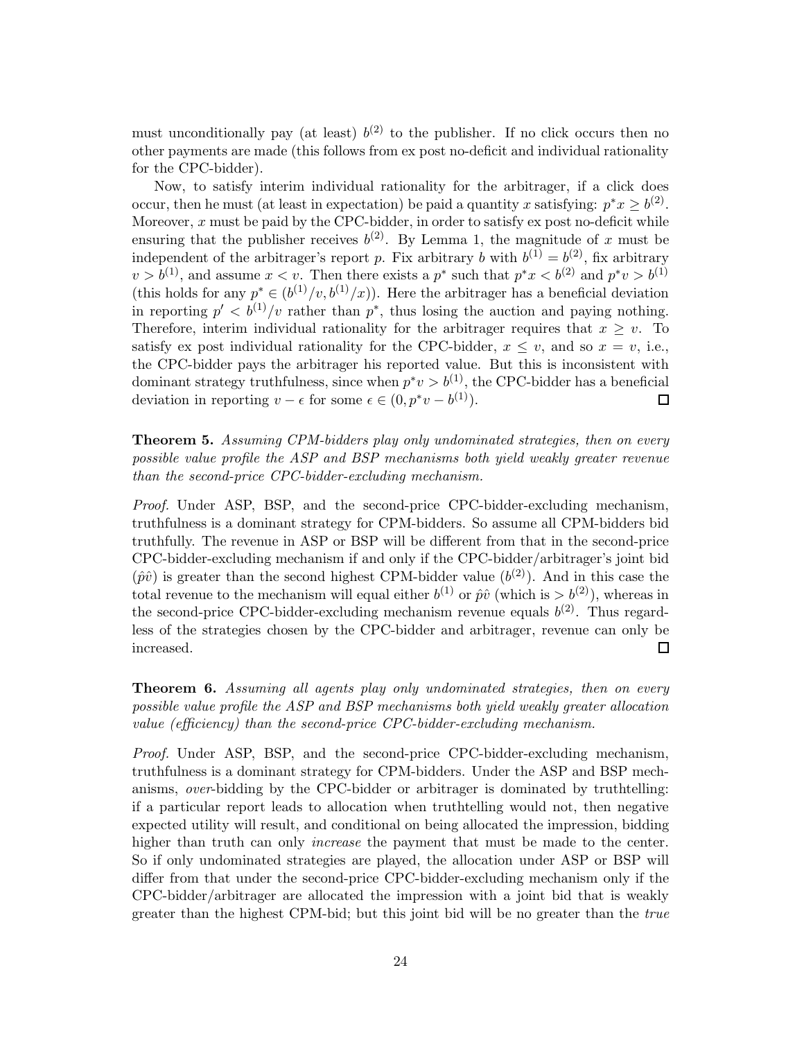must unconditionally pay (at least) $b^{(2)}$ to the publisher. If no click occurs then no other payments are made (this follows from ex post no-deficit and individual rationality for the CPC-bidder).

Now, to satisfy interim individual rationality for the arbitrager, if a click does occur, then he must (at least in expectation) be paid a quantity $x$ satisfying: $p^*x \geq b^{(2)}$. Moreover, $x$ must be paid by the CPC-bidder, in order to satisfy ex post no-deficit while ensuring that the publisher receives $b^{(2)}$. By Lemma 1, the magnitude of $x$ must be independent of the arbitrager's report $p$. Fix arbitrary $b$ with $b^{(1)} = b^{(2)}$, fix arbitrary $v > b^{(1)}$, and assume $x < v$. Then there exists a $p^*$ such that $p^*x < b^{(2)}$ and $p^*v > b^{(1)}$ (this holds for any $p^* \in (b^{(1)}/v, b^{(1)}/x)$). Here the arbitrager has a beneficial deviation in reporting $p' < b^{(1)}/v$ rather than $p^*$, thus losing the auction and paying nothing. Therefore, interim individual rationality for the arbitrager requires that $x \geq v$. To satisfy ex post individual rationality for the CPC-bidder, $x \leq v$, and so $x = v$, i.e., the CPC-bidder pays the arbitrager his reported value. But this is inconsistent with dominant strategy truthfulness, since when $p^*v > b^{(1)}$, the CPC-bidder has a beneficial deviation in reporting $v - \epsilon$ for some $\epsilon \in (0, p^*v - b^{(1)})$. □

**Theorem 5.** *Assuming CPM-bidders play only undominated strategies, then on every possible value profile the ASP and BSP mechanisms both yield weakly greater revenue than the second-price CPC-bidder-excluding mechanism.*

*Proof.* Under ASP, BSP, and the second-price CPC-bidder-excluding mechanism, truthfulness is a dominant strategy for CPM-bidders. So assume all CPM-bidders bid truthfully. The revenue in ASP or BSP will be different from that in the second-price CPC-bidder-excluding mechanism if and only if the CPC-bidder/arbitrager's joint bid ($\hat{p}\hat{v}$) is greater than the second highest CPM-bidder value ($b^{(2)}$). And in this case the total revenue to the mechanism will equal either $b^{(1)}$ or $\hat{p}\hat{v}$ (which is $> b^{(2)}$), whereas in the second-price CPC-bidder-excluding mechanism revenue equals $b^{(2)}$. Thus regardless of the strategies chosen by the CPC-bidder and arbitrager, revenue can only be increased. □

**Theorem 6.** *Assuming all agents play only undominated strategies, then on every possible value profile the ASP and BSP mechanisms both yield weakly greater allocation value (efficiency) than the second-price CPC-bidder-excluding mechanism.*

*Proof.* Under ASP, BSP, and the second-price CPC-bidder-excluding mechanism, truthfulness is a dominant strategy for CPM-bidders. Under the ASP and BSP mechanisms, *over*-bidding by the CPC-bidder or arbitrager is dominated by truthtelling: if a particular report leads to allocation when truthtelling would not, then negative expected utility will result, and conditional on being allocated the impression, bidding higher than truth can only *increase* the payment that must be made to the center. So if only undominated strategies are played, the allocation under ASP or BSP will differ from that under the second-price CPC-bidder-excluding mechanism only if the CPC-bidder/arbitrager are allocated the impression with a joint bid that is weakly greater than the highest CPM-bid; but this joint bid will be no greater than the *true*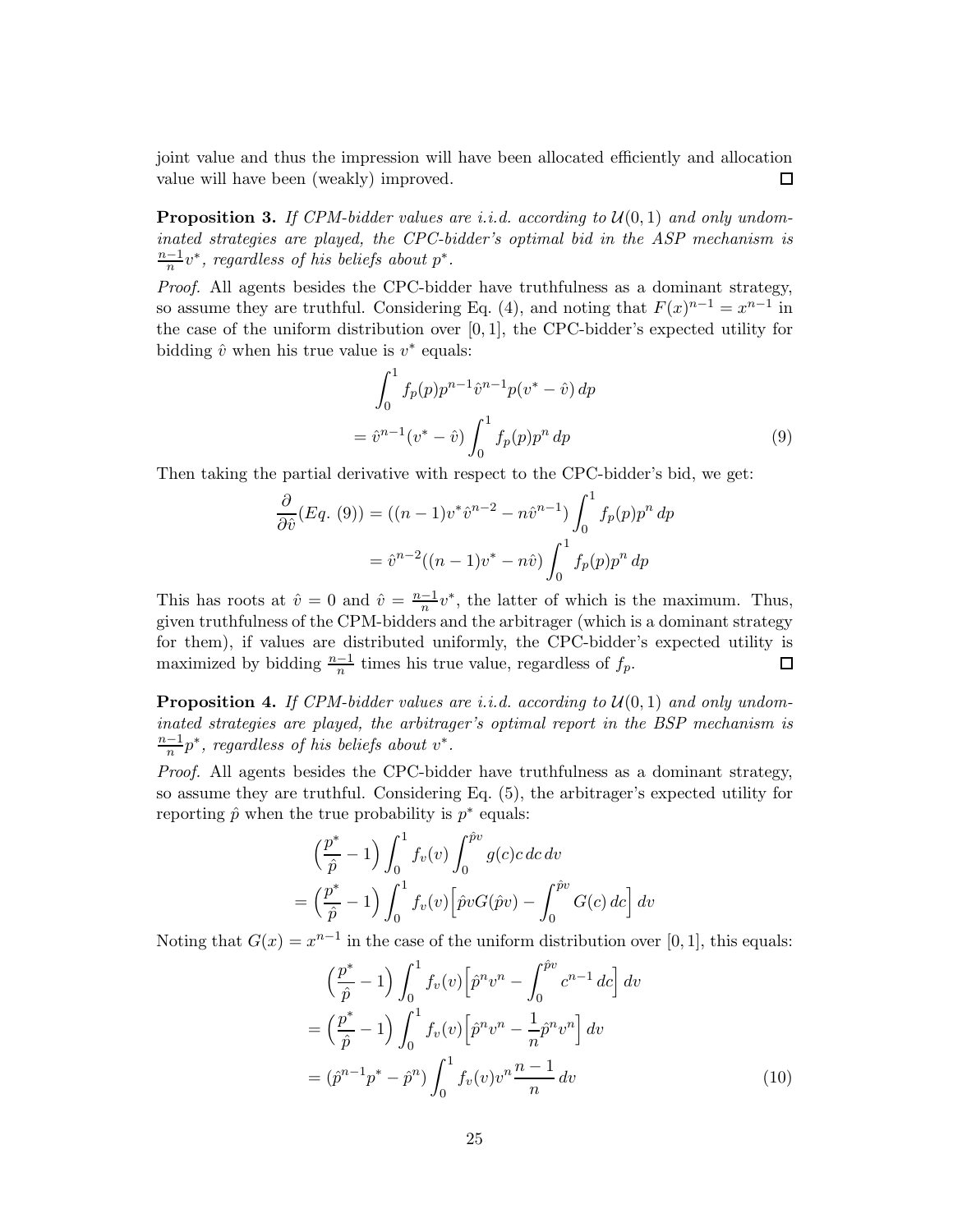joint value and thus the impression will have been allocated efficiently and allocation value will have been (weakly) improved. □

**Proposition 3.** *If CPM-bidder values are i.i.d. according to $\mathcal{U}(0,1)$ and only undominated strategies are played, the CPC-bidder's optimal bid in the ASP mechanism is $\frac{n-1}{n}v^*$, regardless of his beliefs about $p^*$.*

*Proof.* All agents besides the CPC-bidder have truthfulness as a dominant strategy, so assume they are truthful. Considering Eq. (4), and noting that $F(x)^{n-1} = x^{n-1}$ in the case of the uniform distribution over $[0,1]$, the CPC-bidder's expected utility for bidding $\hat{v}$ when his true value is $v^*$ equals:

$$\int_0^1 f_p(p)p^{n-1}\hat{v}^{n-1}p(v^* - \hat{v})\,dp$$
$$= \hat{v}^{n-1}(v^* - \hat{v})\int_0^1 f_p(p)p^n\,dp \tag{9}$$

Then taking the partial derivative with respect to the CPC-bidder's bid, we get:

$$\frac{\partial}{\partial \hat{v}}(Eq.\ (9)) = ((n-1)v^*\hat{v}^{n-2} - n\hat{v}^{n-1})\int_0^1 f_p(p)p^n\,dp$$
$$= \hat{v}^{n-2}((n-1)v^* - n\hat{v})\int_0^1 f_p(p)p^n\,dp$$

This has roots at $\hat{v} = 0$ and $\hat{v} = \frac{n-1}{n}v^*$, the latter of which is the maximum. Thus, given truthfulness of the CPM-bidders and the arbitrager (which is a dominant strategy for them), if values are distributed uniformly, the CPC-bidder's expected utility is maximized by bidding $\frac{n-1}{n}$ times his true value, regardless of $f_p$. □

**Proposition 4.** *If CPM-bidder values are i.i.d. according to $\mathcal{U}(0,1)$ and only undominated strategies are played, the arbitrager's optimal report in the BSP mechanism is $\frac{n-1}{n}p^*$, regardless of his beliefs about $v^*$.*

*Proof.* All agents besides the CPC-bidder have truthfulness as a dominant strategy, so assume they are truthful. Considering Eq. (5), the arbitrager's expected utility for reporting $\hat{p}$ when the true probability is $p^*$ equals:

$$\Big(\frac{p^*}{\hat{p}} - 1\Big)\int_0^1 f_v(v)\int_0^{\hat{p}v} g(c)c\,dc\,dv$$
$$= \Big(\frac{p^*}{\hat{p}} - 1\Big)\int_0^1 f_v(v)\Big[\hat{p}vG(\hat{p}v) - \int_0^{\hat{p}v} G(c)\,dc\Big]\,dv$$

Noting that $G(x) = x^{n-1}$ in the case of the uniform distribution over $[0,1]$, this equals:

$$\Big(\frac{p^*}{\hat{p}} - 1\Big)\int_0^1 f_v(v)\Big[\hat{p}^n v^n - \int_0^{\hat{p}v} c^{n-1}\,dc\Big]\,dv$$
$$= \Big(\frac{p^*}{\hat{p}} - 1\Big)\int_0^1 f_v(v)\Big[\hat{p}^n v^n - \frac{1}{n}\hat{p}^n v^n\Big]\,dv$$
$$= (\hat{p}^{n-1}p^* - \hat{p}^n)\int_0^1 f_v(v)v^n\frac{n-1}{n}\,dv \tag{10}$$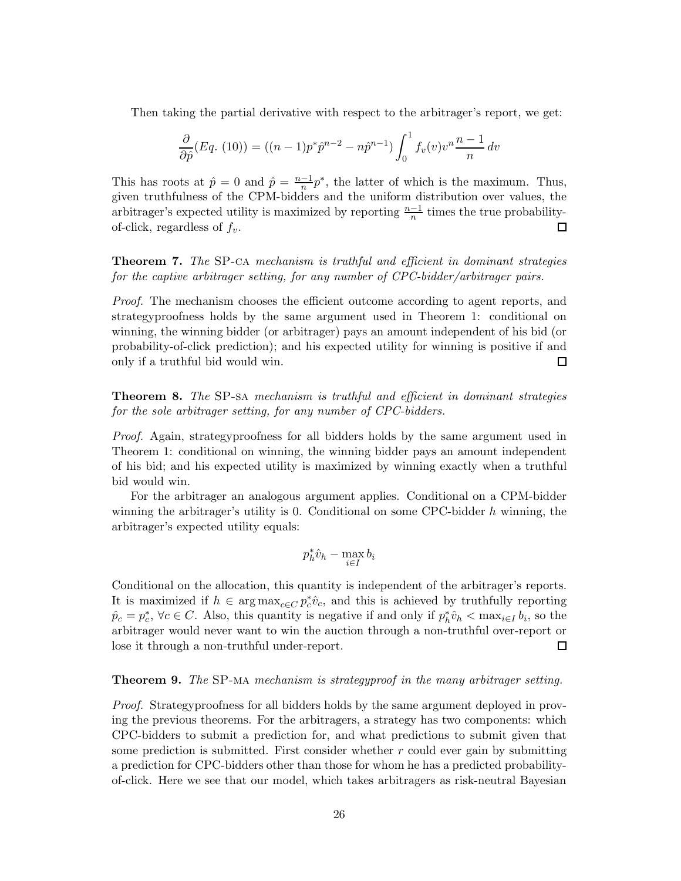Then taking the partial derivative with respect to the arbitrager's report, we get:

$$\frac{\partial}{\partial \hat{p}}(Eq.\ (10)) = ((n-1)p^* \hat{p}^{n-2} - n\hat{p}^{n-1}) \int_0^1 f_v(v) v^n \frac{n-1}{n} \, dv$$

This has roots at $\hat{p} = 0$ and $\hat{p} = \frac{n-1}{n} p^*$, the latter of which is the maximum. Thus, given truthfulness of the CPM-bidders and the uniform distribution over values, the arbitrager's expected utility is maximized by reporting $\frac{n-1}{n}$ times the true probability-of-click, regardless of $f_v$. □

**Theorem 7.** *The* SP-CA *mechanism is truthful and efficient in dominant strategies for the captive arbitrager setting, for any number of CPC-bidder/arbitrager pairs.*

*Proof.* The mechanism chooses the efficient outcome according to agent reports, and strategyproofness holds by the same argument used in Theorem 1: conditional on winning, the winning bidder (or arbitrager) pays an amount independent of his bid (or probability-of-click prediction); and his expected utility for winning is positive if and only if a truthful bid would win. □

**Theorem 8.** *The* SP-SA *mechanism is truthful and efficient in dominant strategies for the sole arbitrager setting, for any number of CPC-bidders.*

*Proof.* Again, strategyproofness for all bidders holds by the same argument used in Theorem 1: conditional on winning, the winning bidder pays an amount independent of his bid; and his expected utility is maximized by winning exactly when a truthful bid would win.

For the arbitrager an analogous argument applies. Conditional on a CPM-bidder winning the arbitrager's utility is 0. Conditional on some CPC-bidder $h$ winning, the arbitrager's expected utility equals:

$$p_h^* \hat{v}_h - \max_{i \in I} b_i$$

Conditional on the allocation, this quantity is independent of the arbitrager's reports. It is maximized if $h \in \arg\max_{c \in C} p_c^* \hat{v}_c$, and this is achieved by truthfully reporting $\hat{p}_c = p_c^*$, $\forall c \in C$. Also, this quantity is negative if and only if $p_h^* \hat{v}_h < \max_{i \in I} b_i$, so the arbitrager would never want to win the auction through a non-truthful over-report or lose it through a non-truthful under-report. □

**Theorem 9.** *The* SP-MA *mechanism is strategyproof in the many arbitrager setting.*

*Proof.* Strategyproofness for all bidders holds by the same argument deployed in proving the previous theorems. For the arbitragers, a strategy has two components: which CPC-bidders to submit a prediction for, and what predictions to submit given that some prediction is submitted. First consider whether $r$ could ever gain by submitting a prediction for CPC-bidders other than those for whom he has a predicted probability-of-click. Here we see that our model, which takes arbitragers as risk-neutral Bayesian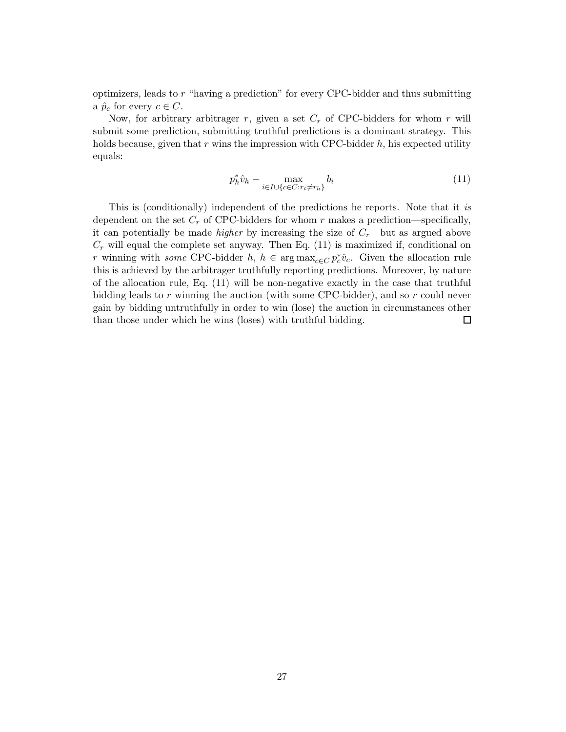optimizers, leads to $r$ "having a prediction" for every CPC-bidder and thus submitting a $\hat{p}_c$ for every $c \in C$.

Now, for arbitrary arbitrager $r$, given a set $C_r$ of CPC-bidders for whom $r$ will submit some prediction, submitting truthful predictions is a dominant strategy. This holds because, given that $r$ wins the impression with CPC-bidder $h$, his expected utility equals:

$$p_h^* \hat{v}_h - \max_{i \in I \cup \{c \in C : r_c \neq r_h\}} b_i \tag{11}$$

This is (conditionally) independent of the predictions he reports. Note that it *is* dependent on the set $C_r$ of CPC-bidders for whom $r$ makes a prediction—specifically, it can potentially be made *higher* by increasing the size of $C_r$—but as argued above $C_r$ will equal the complete set anyway. Then Eq. (11) is maximized if, conditional on $r$ winning with *some* CPC-bidder $h$, $h \in \arg\max_{c \in C} p_c^* \hat{v}_c$. Given the allocation rule this is achieved by the arbitrager truthfully reporting predictions. Moreover, by nature of the allocation rule, Eq. (11) will be non-negative exactly in the case that truthful bidding leads to $r$ winning the auction (with some CPC-bidder), and so $r$ could never gain by bidding untruthfully in order to win (lose) the auction in circumstances other than those under which he wins (loses) with truthful bidding. □